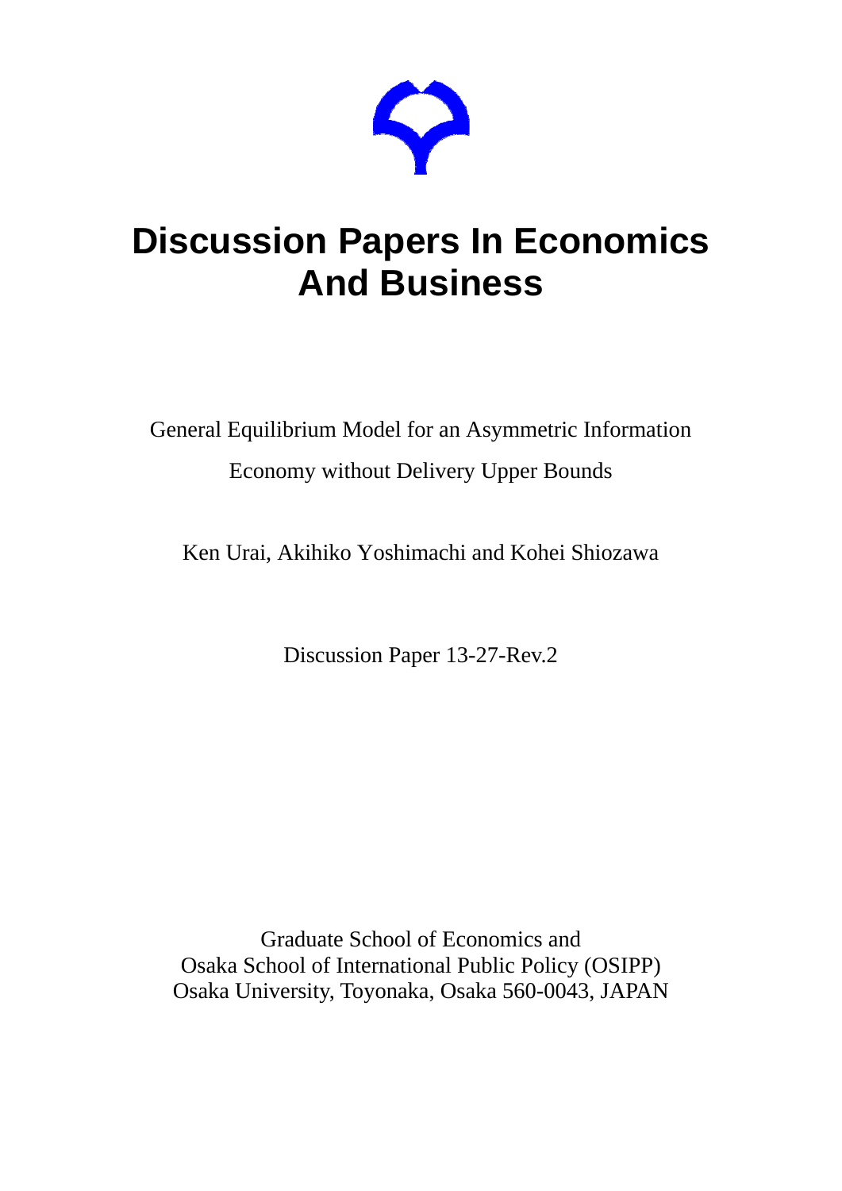# Discussion Papers In Economics And Business

General Equilibrium Model for an Asymmetric Information Economy without Delivery Upper Bounds

Ken Urai, Akihiko Yoshimachi and Kohei Shiozawa

Discussion Paper 13-27-Rev.2

Graduate School of Economics and
Osaka School of International Public Policy (OSIPP)
Osaka University, Toyonaka, Osaka 560-0043, JAPAN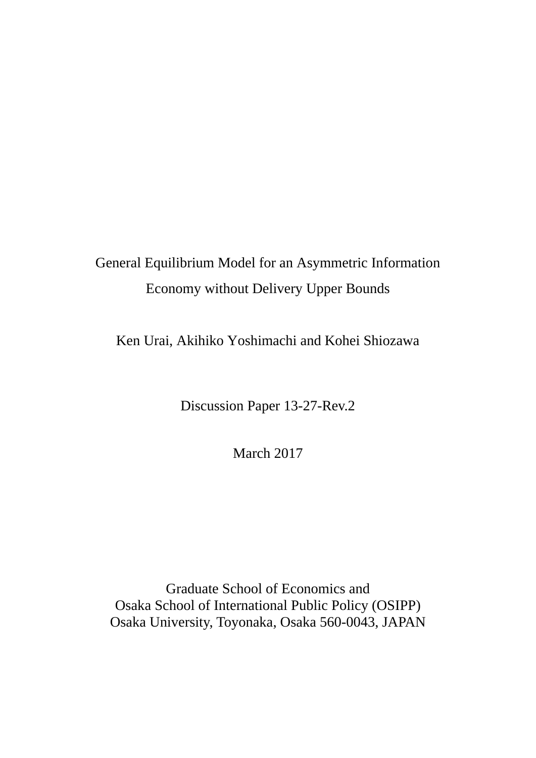# General Equilibrium Model for an Asymmetric Information Economy without Delivery Upper Bounds

Ken Urai, Akihiko Yoshimachi and Kohei Shiozawa

Discussion Paper 13-27-Rev.2

March 2017

Graduate School of Economics and
Osaka School of International Public Policy (OSIPP)
Osaka University, Toyonaka, Osaka 560-0043, JAPAN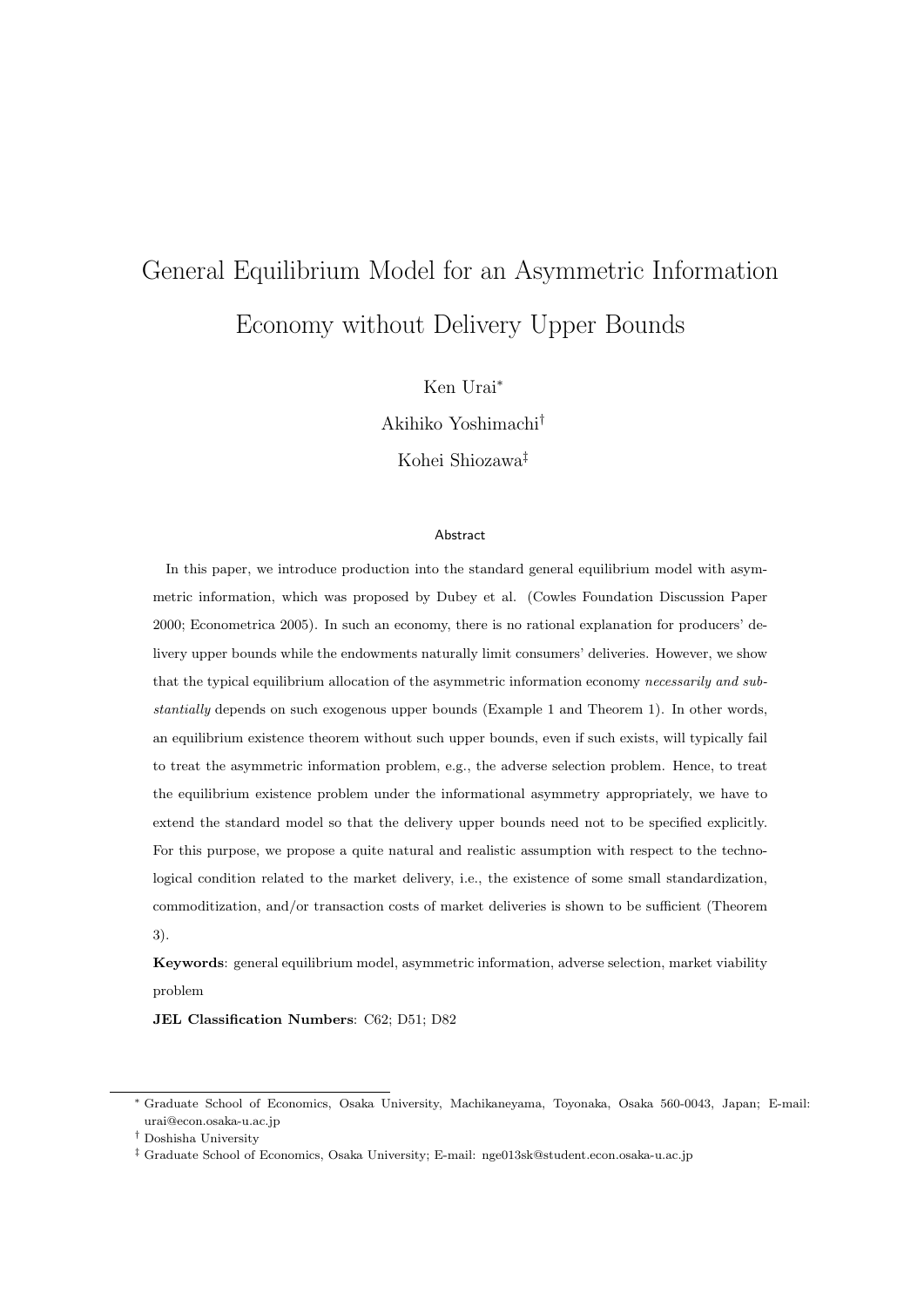# General Equilibrium Model for an Asymmetric Information Economy without Delivery Upper Bounds

Ken Urai[*]

Akihiko Yoshimachi[†]

Kohei Shiozawa[‡]

## Abstract

In this paper, we introduce production into the standard general equilibrium model with asymmetric information, which was proposed by Dubey et al. (Cowles Foundation Discussion Paper 2000; Econometrica 2005). In such an economy, there is no rational explanation for producers' delivery upper bounds while the endowments naturally limit consumers' deliveries. However, we show that the typical equilibrium allocation of the asymmetric information economy *necessarily and substantially* depends on such exogenous upper bounds (Example 1 and Theorem 1). In other words, an equilibrium existence theorem without such upper bounds, even if such exists, will typically fail to treat the asymmetric information problem, e.g., the adverse selection problem. Hence, to treat the equilibrium existence problem under the informational asymmetry appropriately, we have to extend the standard model so that the delivery upper bounds need not to be specified explicitly. For this purpose, we propose a quite natural and realistic assumption with respect to the technological condition related to the market delivery, i.e., the existence of some small standardization, commoditization, and/or transaction costs of market deliveries is shown to be sufficient (Theorem 3).

**Keywords**: general equilibrium model, asymmetric information, adverse selection, market viability problem

**JEL Classification Numbers**: C62; D51; D82

---

[*] Graduate School of Economics, Osaka University, Machikaneyama, Toyonaka, Osaka 560-0043, Japan; E-mail: urai@econ.osaka-u.ac.jp

[†] Doshisha University

[‡] Graduate School of Economics, Osaka University; E-mail: nge013sk@student.econ.osaka-u.ac.jp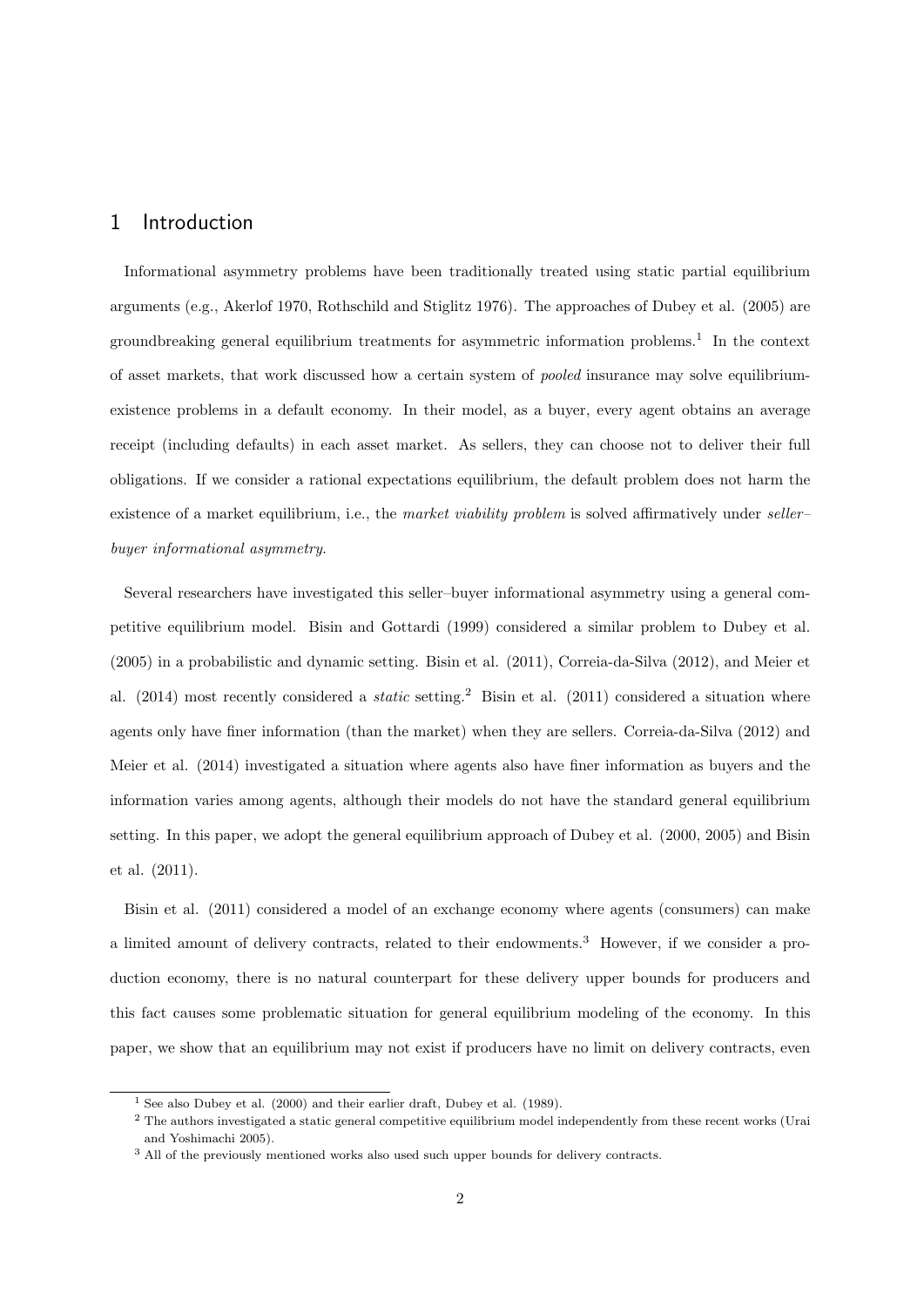## 1 Introduction

Informational asymmetry problems have been traditionally treated using static partial equilibrium arguments (e.g., Akerlof 1970, Rothschild and Stiglitz 1976). The approaches of Dubey et al. (2005) are groundbreaking general equilibrium treatments for asymmetric information problems.[1] In the context of asset markets, that work discussed how a certain system of *pooled* insurance may solve equilibrium-existence problems in a default economy. In their model, as a buyer, every agent obtains an average receipt (including defaults) in each asset market. As sellers, they can choose not to deliver their full obligations. If we consider a rational expectations equilibrium, the default problem does not harm the existence of a market equilibrium, i.e., the *market viability problem* is solved affirmatively under *seller–buyer informational asymmetry*.

Several researchers have investigated this seller–buyer informational asymmetry using a general competitive equilibrium model. Bisin and Gottardi (1999) considered a similar problem to Dubey et al. (2005) in a probabilistic and dynamic setting. Bisin et al. (2011), Correia-da-Silva (2012), and Meier et al. (2014) most recently considered a *static* setting.[2] Bisin et al. (2011) considered a situation where agents only have finer information (than the market) when they are sellers. Correia-da-Silva (2012) and Meier et al. (2014) investigated a situation where agents also have finer information as buyers and the information varies among agents, although their models do not have the standard general equilibrium setting. In this paper, we adopt the general equilibrium approach of Dubey et al. (2000, 2005) and Bisin et al. (2011).

Bisin et al. (2011) considered a model of an exchange economy where agents (consumers) can make a limited amount of delivery contracts, related to their endowments.[3] However, if we consider a production economy, there is no natural counterpart for these delivery upper bounds for producers and this fact causes some problematic situation for general equilibrium modeling of the economy. In this paper, we show that an equilibrium may not exist if producers have no limit on delivery contracts, even

[1] See also Dubey et al. (2000) and their earlier draft, Dubey et al. (1989).

[2] The authors investigated a static general competitive equilibrium model independently from these recent works (Urai and Yoshimachi 2005).

[3] All of the previously mentioned works also used such upper bounds for delivery contracts.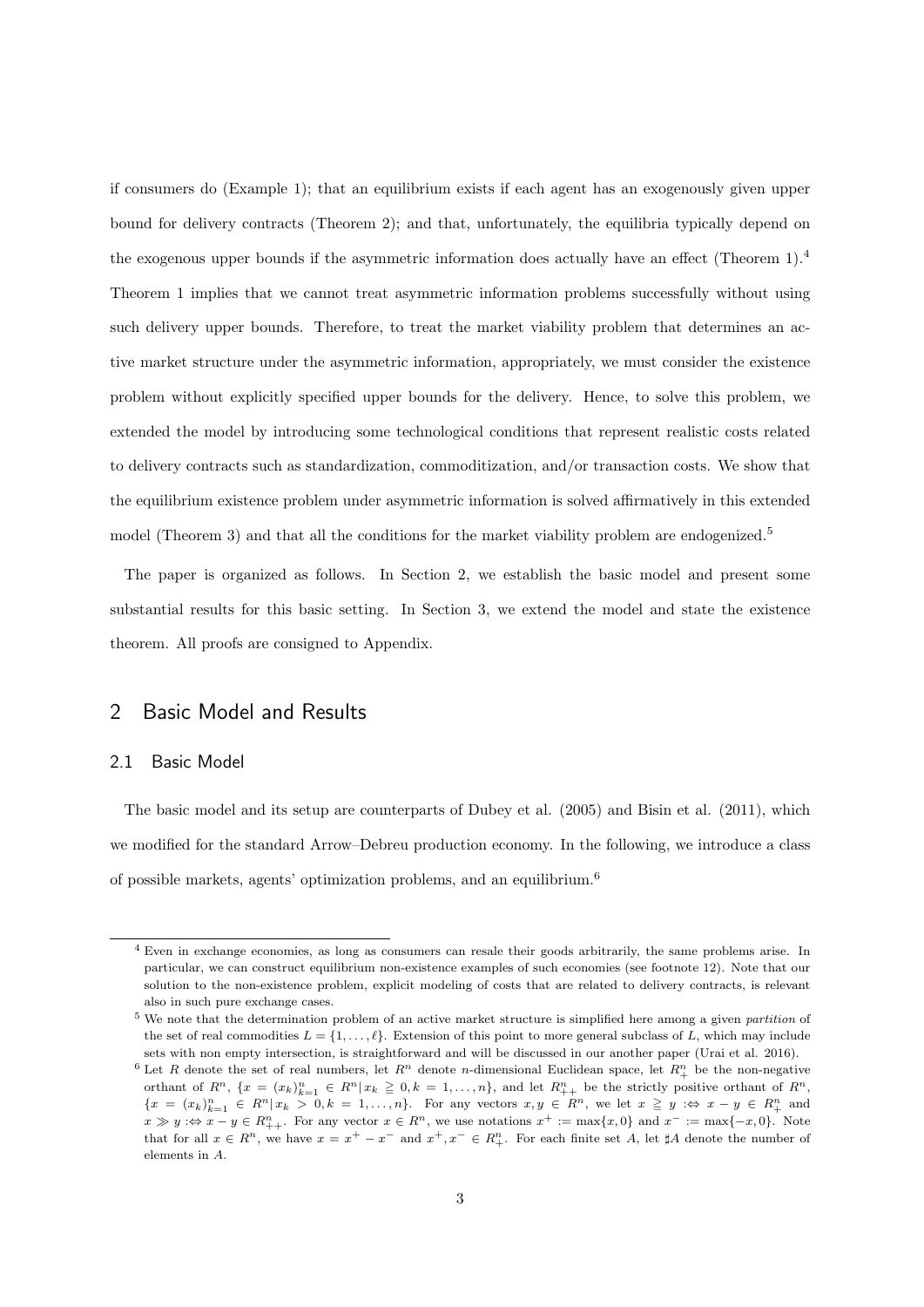if consumers do (Example 1); that an equilibrium exists if each agent has an exogenously given upper bound for delivery contracts (Theorem 2); and that, unfortunately, the equilibria typically depend on the exogenous upper bounds if the asymmetric information does actually have an effect (Theorem 1).[4] Theorem 1 implies that we cannot treat asymmetric information problems successfully without using such delivery upper bounds. Therefore, to treat the market viability problem that determines an active market structure under the asymmetric information, appropriately, we must consider the existence problem without explicitly specified upper bounds for the delivery. Hence, to solve this problem, we extended the model by introducing some technological conditions that represent realistic costs related to delivery contracts such as standardization, commoditization, and/or transaction costs. We show that the equilibrium existence problem under asymmetric information is solved affirmatively in this extended model (Theorem 3) and that all the conditions for the market viability problem are endogenized.[5]

The paper is organized as follows. In Section 2, we establish the basic model and present some substantial results for this basic setting. In Section 3, we extend the model and state the existence theorem. All proofs are consigned to Appendix.

## 2 Basic Model and Results

### 2.1 Basic Model

The basic model and its setup are counterparts of Dubey et al. (2005) and Bisin et al. (2011), which we modified for the standard Arrow–Debreu production economy. In the following, we introduce a class of possible markets, agents' optimization problems, and an equilibrium.[6]

---

[4] Even in exchange economies, as long as consumers can resale their goods arbitrarily, the same problems arise. In particular, we can construct equilibrium non-existence examples of such economies (see footnote 12). Note that our solution to the non-existence problem, explicit modeling of costs that are related to delivery contracts, is relevant also in such pure exchange cases.

[5] We note that the determination problem of an active market structure is simplified here among a given *partition* of the set of real commodities $L = \{1, \dots, \ell\}$. Extension of this point to more general subclass of $L$, which may include sets with non empty intersection, is straightforward and will be discussed in our another paper (Urai et al. 2016).

[6] Let $R$ denote the set of real numbers, let $R^n$ denote $n$-dimensional Euclidean space, let $R^n_+$ be the non-negative orthant of $R^n$, $\{x = (x_k)_{k=1}^n \in R^n | x_k \geqq 0, k = 1, \dots, n\}$, and let $R^n_{++}$ be the strictly positive orthant of $R^n$, $\{x = (x_k)_{k=1}^n \in R^n | x_k > 0, k = 1, \dots, n\}$. For any vectors $x, y \in R^n$, we let $x \geqq y :\Leftrightarrow x - y \in R^n_+$ and $x \gg y :\Leftrightarrow x - y \in R^n_{++}$. For any vector $x \in R^n$, we use notations $x^+ := \max\{x, 0\}$ and $x^- := \max\{-x, 0\}$. Note that for all $x \in R^n$, we have $x = x^+ - x^-$ and $x^+, x^- \in R^n_+$. For each finite set $A$, let $\sharp A$ denote the number of elements in $A$.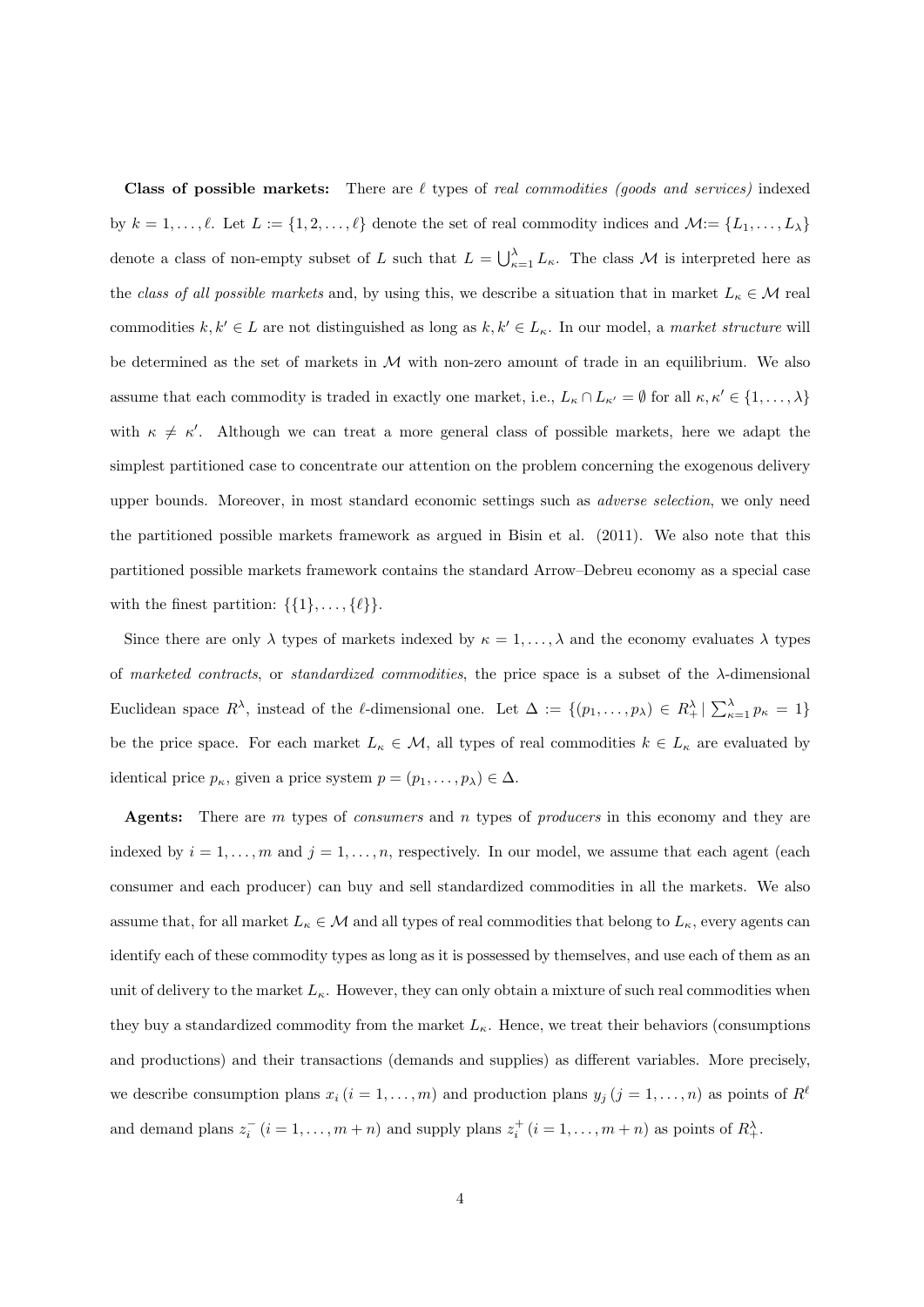**Class of possible markets:** There are $\ell$ types of *real commodities (goods and services)* indexed by $k = 1, \ldots, \ell$. Let $L := \{1, 2, \ldots, \ell\}$ denote the set of real commodity indices and $\mathcal{M} := \{L_1, \ldots, L_\lambda\}$ denote a class of non-empty subset of $L$ such that $L = \bigcup_{\kappa=1}^{\lambda} L_\kappa$. The class $\mathcal{M}$ is interpreted here as the *class of all possible markets* and, by using this, we describe a situation that in market $L_\kappa \in \mathcal{M}$ real commodities $k, k' \in L$ are not distinguished as long as $k, k' \in L_\kappa$. In our model, a *market structure* will be determined as the set of markets in $\mathcal{M}$ with non-zero amount of trade in an equilibrium. We also assume that each commodity is traded in exactly one market, i.e., $L_\kappa \cap L_{\kappa'} = \emptyset$ for all $\kappa, \kappa' \in \{1, \ldots, \lambda\}$ with $\kappa \neq \kappa'$. Although we can treat a more general class of possible markets, here we adapt the simplest partitioned case to concentrate our attention on the problem concerning the exogenous delivery upper bounds. Moreover, in most standard economic settings such as *adverse selection*, we only need the partitioned possible markets framework as argued in Bisin et al. (2011). We also note that this partitioned possible markets framework contains the standard Arrow–Debreu economy as a special case with the finest partition: $\{\{1\}, \ldots, \{\ell\}\}$.

Since there are only $\lambda$ types of markets indexed by $\kappa = 1, \ldots, \lambda$ and the economy evaluates $\lambda$ types of *marketed contracts*, or *standardized commodities*, the price space is a subset of the $\lambda$-dimensional Euclidean space $R^\lambda$, instead of the $\ell$-dimensional one. Let $\Delta := \{(p_1, \ldots, p_\lambda) \in R^\lambda_+ \mid \sum_{\kappa=1}^{\lambda} p_\kappa = 1\}$ be the price space. For each market $L_\kappa \in \mathcal{M}$, all types of real commodities $k \in L_\kappa$ are evaluated by identical price $p_\kappa$, given a price system $p = (p_1, \ldots, p_\lambda) \in \Delta$.

**Agents:** There are $m$ types of *consumers* and $n$ types of *producers* in this economy and they are indexed by $i = 1, \ldots, m$ and $j = 1, \ldots, n$, respectively. In our model, we assume that each agent (each consumer and each producer) can buy and sell standardized commodities in all the markets. We also assume that, for all market $L_\kappa \in \mathcal{M}$ and all types of real commodities that belong to $L_\kappa$, every agents can identify each of these commodity types as long as it is possessed by themselves, and use each of them as an unit of delivery to the market $L_\kappa$. However, they can only obtain a mixture of such real commodities when they buy a standardized commodity from the market $L_\kappa$. Hence, we treat their behaviors (consumptions and productions) and their transactions (demands and supplies) as different variables. More precisely, we describe consumption plans $x_i \, (i = 1, \ldots, m)$ and production plans $y_j \, (j = 1, \ldots, n)$ as points of $R^\ell$ and demand plans $z_i^- \, (i = 1, \ldots, m+n)$ and supply plans $z_i^+ \, (i = 1, \ldots, m+n)$ as points of $R^\lambda_+$.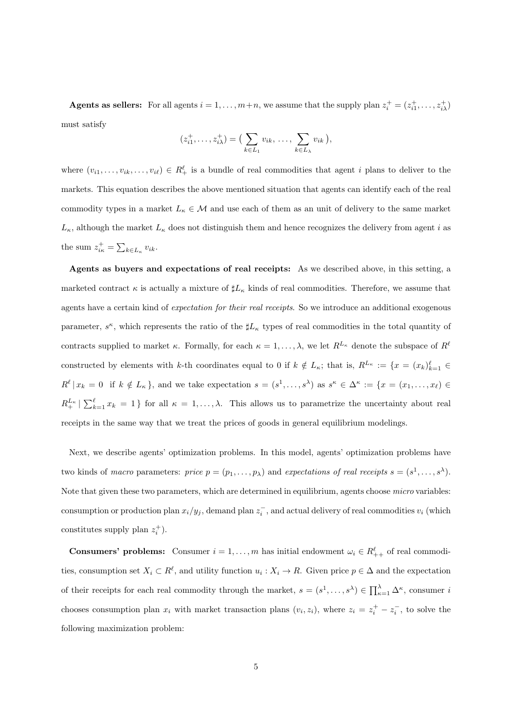**Agents as sellers:** For all agents $i = 1, \ldots, m+n$, we assume that the supply plan $z_i^+ = (z_{i1}^+, \ldots, z_{i\lambda}^+)$ must satisfy

$$(z_{i1}^+, \ldots, z_{i\lambda}^+) = \big( \sum_{k \in L_1} v_{ik}, \, \ldots, \, \sum_{k \in L_\lambda} v_{ik} \big),$$

where $(v_{i1}, \ldots, v_{ik}, \ldots, v_{i\ell}) \in R_+^\ell$ is a bundle of real commodities that agent $i$ plans to deliver to the markets. This equation describes the above mentioned situation that agents can identify each of the real commodity types in a market $L_\kappa \in \mathcal{M}$ and use each of them as an unit of delivery to the same market $L_\kappa$, although the market $L_\kappa$ does not distinguish them and hence recognizes the delivery from agent $i$ as the sum $z_{i\kappa}^+ = \sum_{k \in L_\kappa} v_{ik}$.

**Agents as buyers and expectations of real receipts:** As we described above, in this setting, a marketed contract $\kappa$ is actually a mixture of $\sharp L_\kappa$ kinds of real commodities. Therefore, we assume that agents have a certain kind of *expectation for their real receipts*. So we introduce an additional exogenous parameter, $s^\kappa$, which represents the ratio of the $\sharp L_\kappa$ types of real commodities in the total quantity of contracts supplied to market $\kappa$. Formally, for each $\kappa = 1, \ldots, \lambda$, we let $R^{L_\kappa}$ denote the subspace of $R^\ell$ constructed by elements with $k$-th coordinates equal to 0 if $k \notin L_\kappa$; that is, $R^{L_\kappa} := \{ x = (x_k)_{k=1}^\ell \in R^\ell \,|\, x_k = 0 \;\text{ if } k \notin L_\kappa \}$, and we take expectation $s = (s^1, \ldots, s^\lambda)$ as $s^\kappa \in \Delta^\kappa := \{ x = (x_1, \ldots, x_\ell) \in R_+^{L_\kappa} \,|\, \sum_{k=1}^\ell x_k = 1 \}$ for all $\kappa = 1, \ldots, \lambda$. This allows us to parametrize the uncertainty about real receipts in the same way that we treat the prices of goods in general equilibrium modelings.

Next, we describe agents' optimization problems. In this model, agents' optimization problems have two kinds of *macro* parameters: *price* $p = (p_1, \ldots, p_\lambda)$ and *expectations of real receipts* $s = (s^1, \ldots, s^\lambda)$. Note that given these two parameters, which are determined in equilibrium, agents choose *micro* variables: consumption or production plan $x_i/y_j$, demand plan $z_i^-$, and actual delivery of real commodities $v_i$ (which constitutes supply plan $z_i^+$).

**Consumers' problems:** Consumer $i = 1, \ldots, m$ has initial endowment $\omega_i \in R_{++}^\ell$ of real commodities, consumption set $X_i \subset R^\ell$, and utility function $u_i : X_i \to R$. Given price $p \in \Delta$ and the expectation of their receipts for each real commodity through the market, $s = (s^1, \ldots, s^\lambda) \in \prod_{\kappa=1}^\lambda \Delta^\kappa$, consumer $i$ chooses consumption plan $x_i$ with market transaction plans $(v_i, z_i)$, where $z_i = z_i^+ - z_i^-$, to solve the following maximization problem: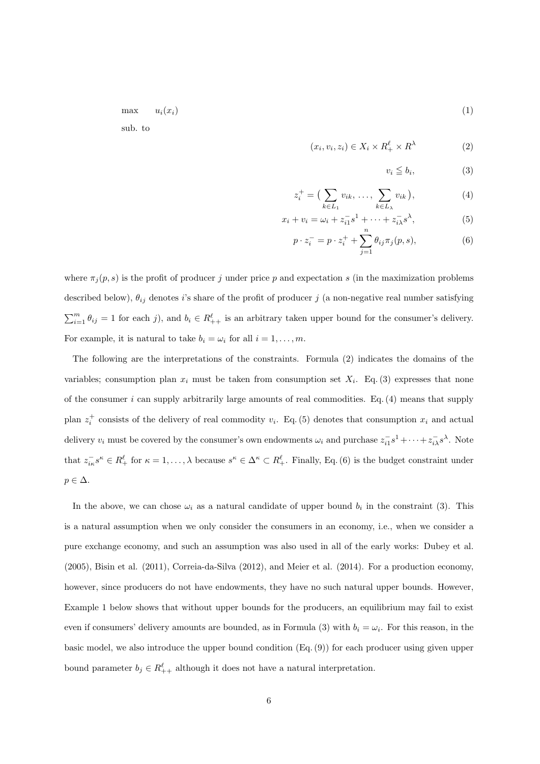$$
\begin{aligned}
&\max \quad u_i(x_i) && (1)\\
&\text{sub. to}
\end{aligned}
$$

$$(x_i, v_i, z_i) \in X_i \times R^\ell_+ \times R^\lambda \tag{2}$$

$$v_i \leqq b_i, \tag{3}$$

$$z_i^+ = \Big( \sum_{k \in L_1} v_{ik},\ \ldots,\ \sum_{k \in L_\lambda} v_{ik} \Big), \tag{4}$$

$$x_i + v_i = \omega_i + z_{i1}^- s^1 + \cdots + z_{i\lambda}^- s^\lambda, \tag{5}$$

$$p \cdot z_i^- = p \cdot z_i^+ + \sum_{j=1}^n \theta_{ij} \pi_j(p, s), \tag{6}$$

where $\pi_j(p, s)$ is the profit of producer $j$ under price $p$ and expectation $s$ (in the maximization problems described below), $\theta_{ij}$ denotes $i$'s share of the profit of producer $j$ (a non-negative real number satisfying $\sum_{i=1}^m \theta_{ij} = 1$ for each $j$), and $b_i \in R^\ell_{++}$ is an arbitrary taken upper bound for the consumer's delivery. For example, it is natural to take $b_i = \omega_i$ for all $i = 1, \ldots, m$.

The following are the interpretations of the constraints. Formula (2) indicates the domains of the variables; consumption plan $x_i$ must be taken from consumption set $X_i$. Eq. (3) expresses that none of the consumer $i$ can supply arbitrarily large amounts of real commodities. Eq. (4) means that supply plan $z_i^+$ consists of the delivery of real commodity $v_i$. Eq. (5) denotes that consumption $x_i$ and actual delivery $v_i$ must be covered by the consumer's own endowments $\omega_i$ and purchase $z_{i1}^- s^1 + \cdots + z_{i\lambda}^- s^\lambda$. Note that $z_{i\kappa}^- s^\kappa \in R^\ell_+$ for $\kappa = 1, \ldots, \lambda$ because $s^\kappa \in \Delta^\kappa \subset R^\ell_+$. Finally, Eq. (6) is the budget constraint under $p \in \Delta$.

In the above, we can chose $\omega_i$ as a natural candidate of upper bound $b_i$ in the constraint (3). This is a natural assumption when we only consider the consumers in an economy, i.e., when we consider a pure exchange economy, and such an assumption was also used in all of the early works: Dubey et al. (2005), Bisin et al. (2011), Correia-da-Silva (2012), and Meier et al. (2014). For a production economy, however, since producers do not have endowments, they have no such natural upper bounds. However, Example 1 below shows that without upper bounds for the producers, an equilibrium may fail to exist even if consumers' delivery amounts are bounded, as in Formula (3) with $b_i = \omega_i$. For this reason, in the basic model, we also introduce the upper bound condition (Eq. (9)) for each producer using given upper bound parameter $b_j \in R^\ell_{++}$ although it does not have a natural interpretation.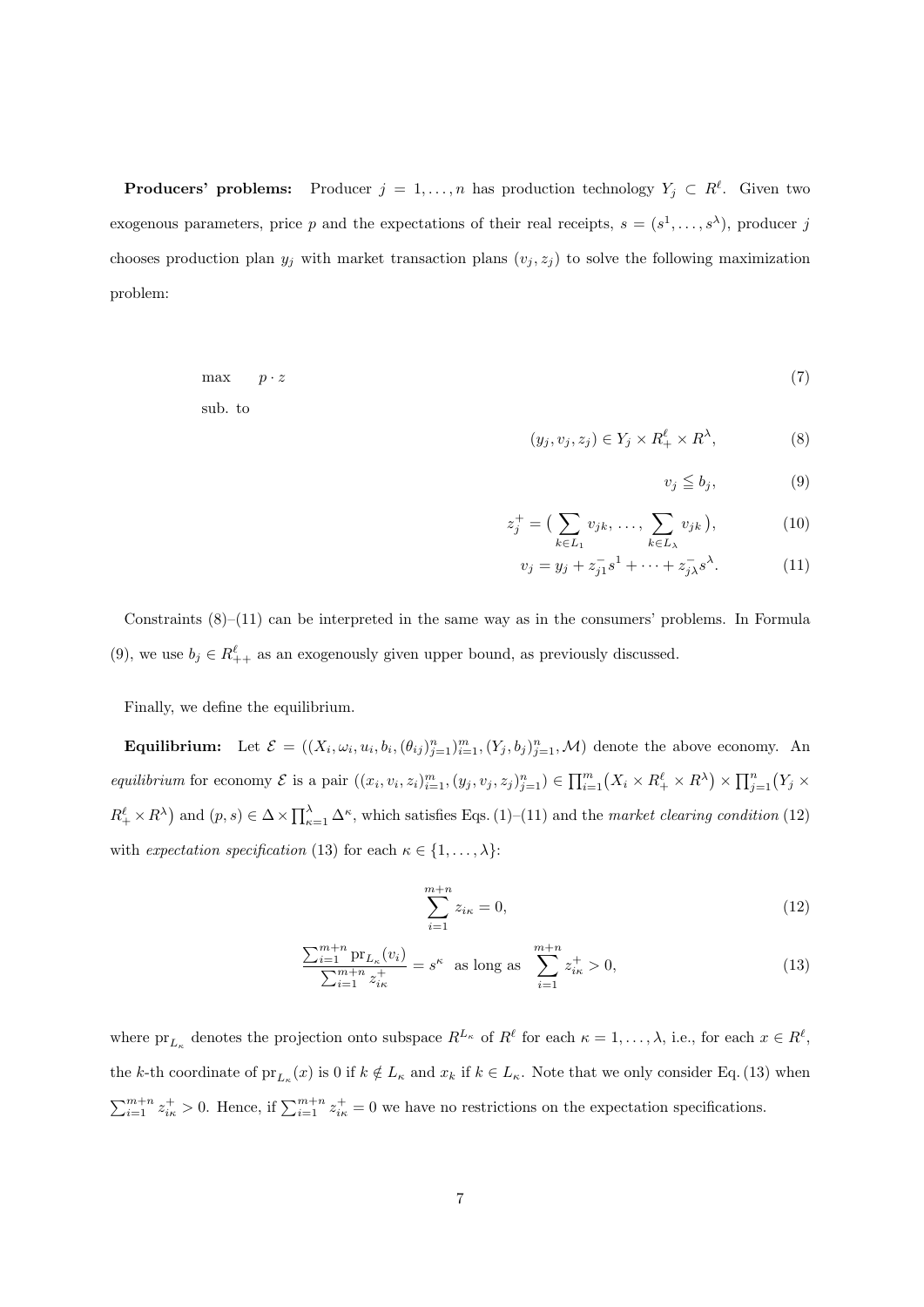**Producers' problems:** Producer $j = 1, \ldots, n$ has production technology $Y_j \subset R^\ell$. Given two exogenous parameters, price $p$ and the expectations of their real receipts, $s = (s^1, \ldots, s^\lambda)$, producer $j$ chooses production plan $y_j$ with market transaction plans $(v_j, z_j)$ to solve the following maximization problem:

$$
\begin{aligned}
\max \quad & p \cdot z && (7)\\
\text{sub. to} \quad & && \\
& (y_j, v_j, z_j) \in Y_j \times R^\ell_+ \times R^\lambda, && (8)\\
& v_j \leqq b_j, && (9)\\
& z_j^+ = \Big( \sum_{k \in L_1} v_{jk}, \, \ldots, \, \sum_{k \in L_\lambda} v_{jk} \Big), && (10)\\
& v_j = y_j + z_{j1}^- s^1 + \cdots + z_{j\lambda}^- s^\lambda. && (11)
\end{aligned}
$$

Constraints (8)–(11) can be interpreted in the same way as in the consumers' problems. In Formula (9), we use $b_j \in R^\ell_{++}$ as an exogenously given upper bound, as previously discussed.

Finally, we define the equilibrium.

**Equilibrium:** Let $\mathcal{E} = ((X_i, \omega_i, u_i, b_i, (\theta_{ij})_{j=1}^n)_{i=1}^m, (Y_j, b_j)_{j=1}^n, \mathcal{M})$ denote the above economy. An *equilibrium* for economy $\mathcal{E}$ is a pair $((x_i, v_i, z_i)_{i=1}^m, (y_j, v_j, z_j)_{j=1}^n) \in \prod_{i=1}^m \big(X_i \times R^\ell_+ \times R^\lambda\big) \times \prod_{j=1}^n \big(Y_j \times R^\ell_+ \times R^\lambda\big)$ and $(p, s) \in \Delta \times \prod_{\kappa=1}^\lambda \Delta^\kappa$, which satisfies Eqs. (1)–(11) and the *market clearing condition* (12) with *expectation specification* (13) for each $\kappa \in \{1, \ldots, \lambda\}$:

$$
\sum_{i=1}^{m+n} z_{i\kappa} = 0, \tag{12}
$$

$$
\frac{\sum_{i=1}^{m+n} \mathrm{pr}_{L_\kappa}(v_i)}{\sum_{i=1}^{m+n} z_{i\kappa}^+} = s^\kappa \quad \text{as long as} \quad \sum_{i=1}^{m+n} z_{i\kappa}^+ > 0, \tag{13}
$$

where $\mathrm{pr}_{L_\kappa}$ denotes the projection onto subspace $R^{L_\kappa}$ of $R^\ell$ for each $\kappa = 1, \ldots, \lambda$, i.e., for each $x \in R^\ell$, the $k$-th coordinate of $\mathrm{pr}_{L_\kappa}(x)$ is 0 if $k \notin L_\kappa$ and $x_k$ if $k \in L_\kappa$. Note that we only consider Eq. (13) when $\sum_{i=1}^{m+n} z_{i\kappa}^+ > 0$. Hence, if $\sum_{i=1}^{m+n} z_{i\kappa}^+ = 0$ we have no restrictions on the expectation specifications.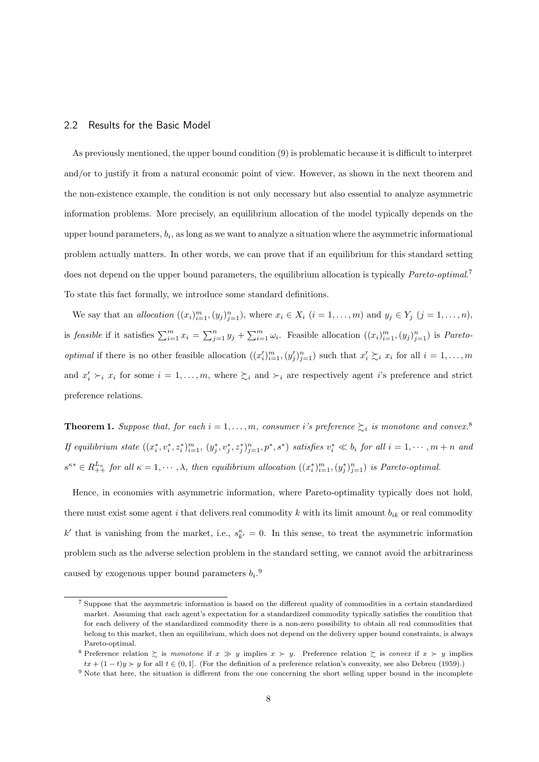## 2.2 Results for the Basic Model

As previously mentioned, the upper bound condition (9) is problematic because it is difficult to interpret and/or to justify it from a natural economic point of view. However, as shown in the next theorem and the non-existence example, the condition is not only necessary but also essential to analyze asymmetric information problems. More precisely, an equilibrium allocation of the model typically depends on the upper bound parameters, $b_i$, as long as we want to analyze a situation where the asymmetric informational problem actually matters. In other words, we can prove that if an equilibrium for this standard setting does not depend on the upper bound parameters, the equilibrium allocation is typically *Pareto-optimal*.[7] To state this fact formally, we introduce some standard definitions.

We say that an *allocation* $((x_i)_{i=1}^m, (y_j)_{j=1}^n)$, where $x_i \in X_i$ $(i = 1, \ldots, m)$ and $y_j \in Y_j$ $(j = 1, \ldots, n)$, is *feasible* if it satisfies $\sum_{i=1}^m x_i = \sum_{j=1}^n y_j + \sum_{i=1}^m \omega_i$. Feasible allocation $((x_i)_{i=1}^m, (y_j)_{j=1}^n)$ is *Pareto-optimal* if there is no other feasible allocation $((x'_i)_{i=1}^m, (y'_j)_{j=1}^n)$ such that $x'_i \succsim_i x_i$ for all $i = 1, \ldots, m$ and $x'_i \succ_i x_i$ for some $i = 1, \ldots, m$, where $\succsim_i$ and $\succ_i$ are respectively agent $i$'s preference and strict preference relations.

**Theorem 1.** *Suppose that, for each $i = 1, \ldots, m$, consumer $i$'s preference $\succsim_i$ is monotone and convex.*[8] *If equilibrium state $((x_i^*, v_i^*, z_i^*)_{i=1}^m, (y_j^*, v_j^*, z_j^*)_{j=1}^n, p^*, s^*)$ satisfies $v_i^* \ll b_i$ for all $i = 1, \cdots, m+n$ and $s^{\kappa *} \in R_{++}^{L_\kappa}$ for all $\kappa = 1, \cdots, \lambda$, then equilibrium allocation $((x_i^*)_{i=1}^m, (y_j^*)_{j=1}^n)$ is Pareto-optimal.*

Hence, in economies with asymmetric information, where Pareto-optimality typically does not hold, there must exist some agent $i$ that delivers real commodity $k$ with its limit amount $b_{ik}$ or real commodity $k'$ that is vanishing from the market, i.e., $s_{k'}^\kappa = 0$. In this sense, to treat the asymmetric information problem such as the adverse selection problem in the standard setting, we cannot avoid the arbitrariness caused by exogenous upper bound parameters $b_i$.[9]

---

[7] Suppose that the asymmetric information is based on the different quality of commodities in a certain standardized market. Assuming that each agent's expectation for a standardized commodity typically satisfies the condition that for each delivery of the standardized commodity there is a non-zero possibility to obtain all real commodities that belong to this market, then an equilibrium, which does not depend on the delivery upper bound constraints, is always Pareto-optimal.

[8] Preference relation $\succsim$ is *monotone* if $x \gg y$ implies $x \succ y$. Preference relation $\succsim$ is *convex* if $x \succ y$ implies $tx + (1-t)y \succ y$ for all $t \in (0, 1]$. (For the definition of a preference relation's convexity, see also Debreu (1959).)

[9] Note that here, the situation is different from the one concerning the short selling upper bound in the incomplete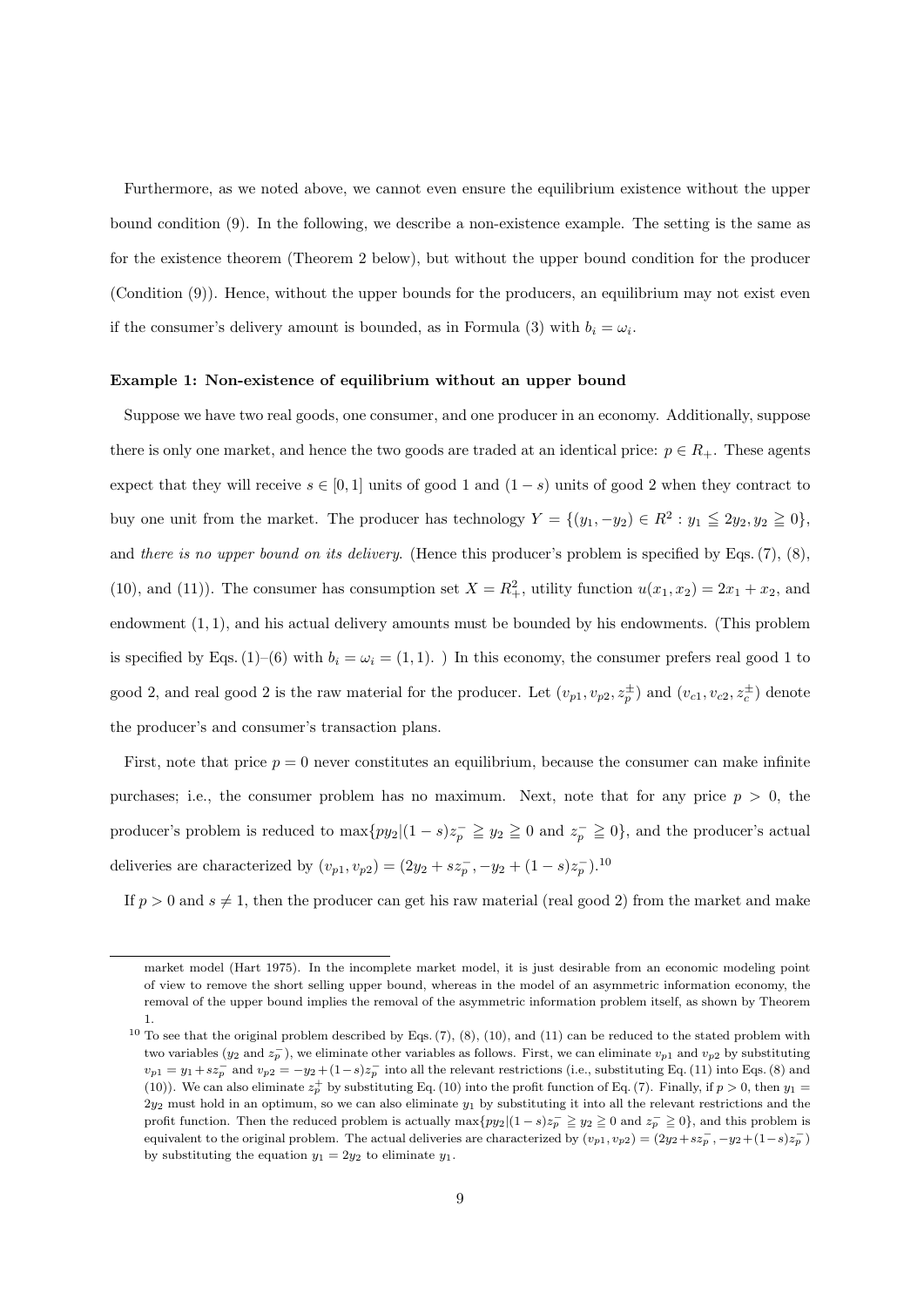Furthermore, as we noted above, we cannot even ensure the equilibrium existence without the upper bound condition (9). In the following, we describe a non-existence example. The setting is the same as for the existence theorem (Theorem 2 below), but without the upper bound condition for the producer (Condition (9)). Hence, without the upper bounds for the producers, an equilibrium may not exist even if the consumer's delivery amount is bounded, as in Formula (3) with $b_i = \omega_i$.

**Example 1: Non-existence of equilibrium without an upper bound**

Suppose we have two real goods, one consumer, and one producer in an economy. Additionally, suppose there is only one market, and hence the two goods are traded at an identical price: $p \in R_+$. These agents expect that they will receive $s \in [0, 1]$ units of good 1 and $(1 - s)$ units of good 2 when they contract to buy one unit from the market. The producer has technology $Y = \{(y_1, -y_2) \in R^2 : y_1 \leqq 2y_2, y_2 \geqq 0\}$, and *there is no upper bound on its delivery*. (Hence this producer's problem is specified by Eqs. (7), (8), (10), and (11)). The consumer has consumption set $X = R_+^2$, utility function $u(x_1, x_2) = 2x_1 + x_2$, and endowment $(1, 1)$, and his actual delivery amounts must be bounded by his endowments. (This problem is specified by Eqs. (1)–(6) with $b_i = \omega_i = (1, 1)$. ) In this economy, the consumer prefers real good 1 to good 2, and real good 2 is the raw material for the producer. Let $(v_{p1}, v_{p2}, z_p^{\pm})$ and $(v_{c1}, v_{c2}, z_c^{\pm})$ denote the producer's and consumer's transaction plans.

First, note that price $p = 0$ never constitutes an equilibrium, because the consumer can make infinite purchases; i.e., the consumer problem has no maximum. Next, note that for any price $p > 0$, the producer's problem is reduced to $\max\{py_2 | (1 - s)z_p^- \geqq y_2 \geqq 0 \text{ and } z_p^- \geqq 0\}$, and the producer's actual deliveries are characterized by $(v_{p1}, v_{p2}) = (2y_2 + sz_p^-, -y_2 + (1 - s)z_p^-)$.[10]

If $p > 0$ and $s \neq 1$, then the producer can get his raw material (real good 2) from the market and make

---

market model (Hart 1975). In the incomplete market model, it is just desirable from an economic modeling point of view to remove the short selling upper bound, whereas in the model of an asymmetric information economy, the removal of the upper bound implies the removal of the asymmetric information problem itself, as shown by Theorem 1.

[10] To see that the original problem described by Eqs. (7), (8), (10), and (11) can be reduced to the stated problem with two variables ($y_2$ and $z_p^-$), we eliminate other variables as follows. First, we can eliminate $v_{p1}$ and $v_{p2}$ by substituting $v_{p1} = y_1 + sz_p^-$ and $v_{p2} = -y_2 + (1-s)z_p^-$ into all the relevant restrictions (i.e., substituting Eq. (11) into Eqs. (8) and (10)). We can also eliminate $z_p^+$ by substituting Eq. (10) into the profit function of Eq. (7). Finally, if $p > 0$, then $y_1 = 2y_2$ must hold in an optimum, so we can also eliminate $y_1$ by substituting it into all the relevant restrictions and the profit function. Then the reduced problem is actually $\max\{py_2 | (1-s)z_p^- \geqq y_2 \geqq 0 \text{ and } z_p^- \geqq 0\}$, and this problem is equivalent to the original problem. The actual deliveries are characterized by $(v_{p1}, v_{p2}) = (2y_2 + sz_p^-, -y_2 + (1-s)z_p^-)$ by substituting the equation $y_1 = 2y_2$ to eliminate $y_1$.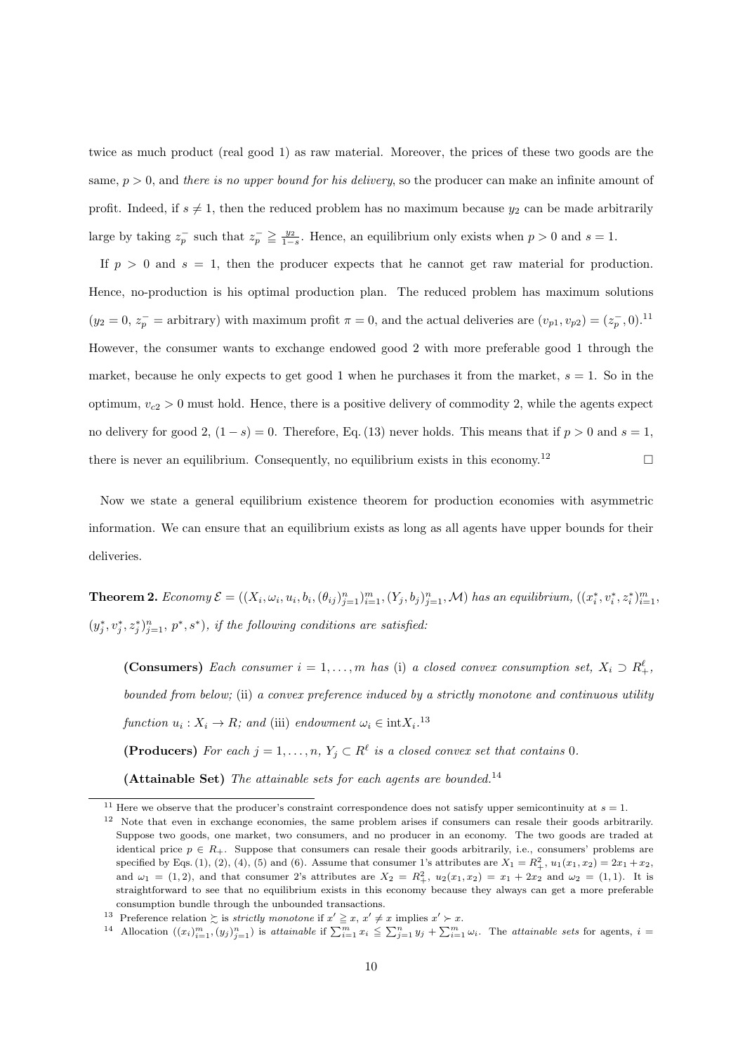twice as much product (real good 1) as raw material. Moreover, the prices of these two goods are the same, $p > 0$, and *there is no upper bound for his delivery*, so the producer can make an infinite amount of profit. Indeed, if $s \neq 1$, then the reduced problem has no maximum because $y_2$ can be made arbitrarily large by taking $z_p^-$ such that $z_p^- \geqq \frac{y_2}{1-s}$. Hence, an equilibrium only exists when $p > 0$ and $s = 1$.

If $p > 0$ and $s = 1$, then the producer expects that he cannot get raw material for production. Hence, no-production is his optimal production plan. The reduced problem has maximum solutions ($y_2 = 0$, $z_p^- =$ arbitrary) with maximum profit $\pi = 0$, and the actual deliveries are $(v_{p1}, v_{p2}) = (z_p^-, 0)$.[11] However, the consumer wants to exchange endowed good 2 with more preferable good 1 through the market, because he only expects to get good 1 when he purchases it from the market, $s = 1$. So in the optimum, $v_{c2} > 0$ must hold. Hence, there is a positive delivery of commodity 2, while the agents expect no delivery for good 2, $(1 - s) = 0$. Therefore, Eq. (13) never holds. This means that if $p > 0$ and $s = 1$, there is never an equilibrium. Consequently, no equilibrium exists in this economy.[12] □

Now we state a general equilibrium existence theorem for production economies with asymmetric information. We can ensure that an equilibrium exists as long as all agents have upper bounds for their deliveries.

**Theorem 2.** *Economy* $\mathcal{E} = ((X_i, \omega_i, u_i, b_i, (\theta_{ij})_{j=1}^n)_{i=1}^m, (Y_j, b_j)_{j=1}^n, \mathcal{M})$ *has an equilibrium,* $((x_i^*, v_i^*, z_i^*)_{i=1}^m, (y_j^*, v_j^*, z_j^*)_{j=1}^n, p^*, s^*)$*, if the following conditions are satisfied:*

> **(Consumers)** *Each consumer* $i = 1, \ldots, m$ *has* (i) *a closed convex consumption set,* $X_i \supset R_+^\ell$*, bounded from below;* (ii) *a convex preference induced by a strictly monotone and continuous utility function* $u_i : X_i \to R$*; and* (iii) *endowment* $\omega_i \in \text{int}X_i$.[13]
>
> **(Producers)** *For each* $j = 1, \ldots, n$, $Y_j \subset R^\ell$ *is a closed convex set that contains* 0.
>
> **(Attainable Set)** *The attainable sets for each agents are bounded.*[14]

---

[11] Here we observe that the producer's constraint correspondence does not satisfy upper semicontinuity at $s = 1$.

[12] Note that even in exchange economies, the same problem arises if consumers can resale their goods arbitrarily. Suppose two goods, one market, two consumers, and no producer in an economy. The two goods are traded at identical price $p \in R_+$. Suppose that consumers can resale their goods arbitrarily, i.e., consumers' problems are specified by Eqs. (1), (2), (4), (5) and (6). Assume that consumer 1's attributes are $X_1 = R_+^2$, $u_1(x_1, x_2) = 2x_1 + x_2$, and $\omega_1 = (1, 2)$, and that consumer 2's attributes are $X_2 = R_+^2$, $u_2(x_1, x_2) = x_1 + 2x_2$ and $\omega_2 = (1, 1)$. It is straightforward to see that no equilibrium exists in this economy because they always can get a more preferable consumption bundle through the unbounded transactions.

[13] Preference relation $\succsim$ is *strictly monotone* if $x' \geqq x$, $x' \neq x$ implies $x' \succ x$.

[14] Allocation $((x_i)_{i=1}^m, (y_j)_{j=1}^n)$ is *attainable* if $\sum_{i=1}^m x_i \leqq \sum_{j=1}^n y_j + \sum_{i=1}^m \omega_i$. The *attainable sets* for agents, $i =$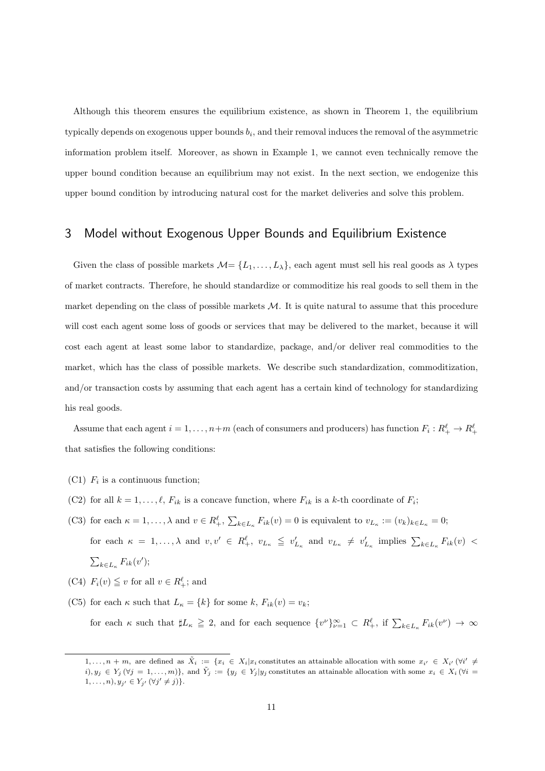Although this theorem ensures the equilibrium existence, as shown in Theorem 1, the equilibrium typically depends on exogenous upper bounds $b_i$, and their removal induces the removal of the asymmetric information problem itself. Moreover, as shown in Example 1, we cannot even technically remove the upper bound condition because an equilibrium may not exist. In the next section, we endogenize this upper bound condition by introducing natural cost for the market deliveries and solve this problem.

## 3 Model without Exogenous Upper Bounds and Equilibrium Existence

Given the class of possible markets $\mathcal{M} = \{L_1, \ldots, L_\lambda\}$, each agent must sell his real goods as $\lambda$ types of market contracts. Therefore, he should standardize or commoditize his real goods to sell them in the market depending on the class of possible markets $\mathcal{M}$. It is quite natural to assume that this procedure will cost each agent some loss of goods or services that may be delivered to the market, because it will cost each agent at least some labor to standardize, package, and/or deliver real commodities to the market, which has the class of possible markets. We describe such standardization, commoditization, and/or transaction costs by assuming that each agent has a certain kind of technology for standardizing his real goods.

Assume that each agent $i = 1, \ldots, n+m$ (each of consumers and producers) has function $F_i : R^\ell_+ \to R^\ell_+$ that satisfies the following conditions:

- (C1) $F_i$ is a continuous function;
- (C2) for all $k = 1, \ldots, \ell$, $F_{ik}$ is a concave function, where $F_{ik}$ is a $k$-th coordinate of $F_i$;
- (C3) for each $\kappa = 1, \ldots, \lambda$ and $v \in R^\ell_+$, $\sum_{k \in L_\kappa} F_{ik}(v) = 0$ is equivalent to $v_{L_\kappa} := (v_k)_{k \in L_\kappa} = 0$;

  for each $\kappa = 1, \ldots, \lambda$ and $v, v' \in R^\ell_+$, $v_{L_\kappa} \leqq v'_{L_\kappa}$ and $v_{L_\kappa} \neq v'_{L_\kappa}$ implies $\sum_{k \in L_\kappa} F_{ik}(v) < \sum_{k \in L_\kappa} F_{ik}(v')$;
- (C4) $F_i(v) \leqq v$ for all $v \in R^\ell_+$; and
- (C5) for each $\kappa$ such that $L_\kappa = \{k\}$ for some $k$, $F_{ik}(v) = v_k$;

  for each $\kappa$ such that $\sharp L_\kappa \geqq 2$, and for each sequence $\{v^\nu\}_{\nu=1}^\infty \subset R^\ell_+$, if $\sum_{k \in L_\kappa} F_{ik}(v^\nu) \to \infty$

---

$1, \ldots, n+m$, are defined as $\tilde{X}_i := \{x_i \in X_i | x_i \text{ constitutes an attainable allocation with some } x_{i'} \in X_{i'} \, (\forall i' \neq i), y_j \in Y_j \, (\forall j = 1, \ldots, m)\}$, and $\tilde{Y}_j := \{y_j \in Y_j | y_j \text{ constitutes an attainable allocation with some } x_i \in X_i \, (\forall i = 1, \ldots, n), y_{j'} \in Y_{j'} \, (\forall j' \neq j)\}$.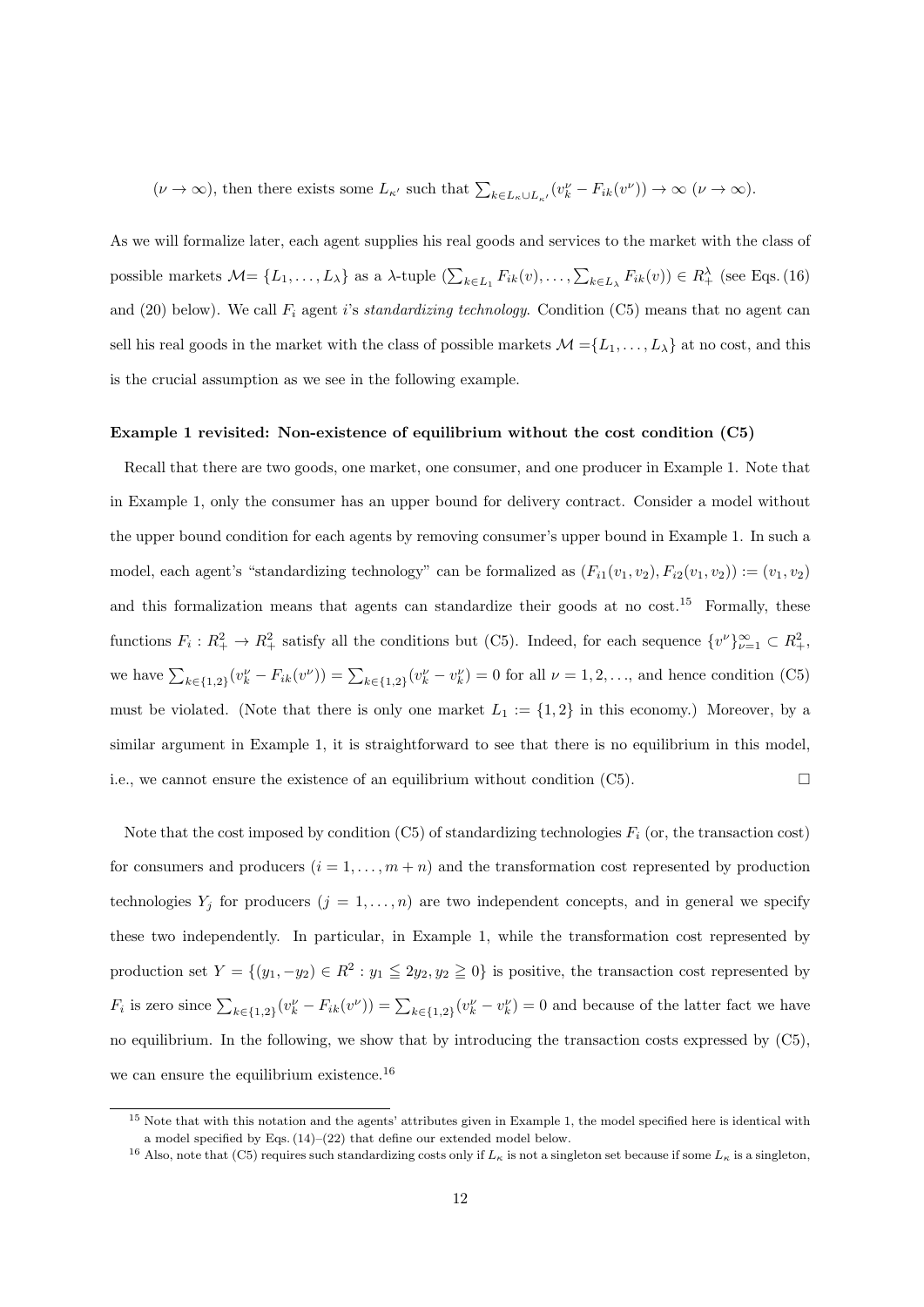$(\nu \to \infty)$, then there exists some $L_{\kappa'}$ such that $\sum_{k \in L_\kappa \cup L_{\kappa'}} (v_k^\nu - F_{ik}(v^\nu)) \to \infty$ $(\nu \to \infty)$.

As we will formalize later, each agent supplies his real goods and services to the market with the class of possible markets $\mathcal{M} = \{L_1, \ldots, L_\lambda\}$ as a $\lambda$-tuple $(\sum_{k \in L_1} F_{ik}(v), \ldots, \sum_{k \in L_\lambda} F_{ik}(v)) \in R_+^\lambda$ (see Eqs. (16) and (20) below). We call $F_i$ agent $i$'s *standardizing technology*. Condition (C5) means that no agent can sell his real goods in the market with the class of possible markets $\mathcal{M} = \{L_1, \ldots, L_\lambda\}$ at no cost, and this is the crucial assumption as we see in the following example.

**Example 1 revisited: Non-existence of equilibrium without the cost condition (C5)**

Recall that there are two goods, one market, one consumer, and one producer in Example 1. Note that in Example 1, only the consumer has an upper bound for delivery contract. Consider a model without the upper bound condition for each agents by removing consumer's upper bound in Example 1. In such a model, each agent's "standardizing technology" can be formalized as $(F_{i1}(v_1, v_2), F_{i2}(v_1, v_2)) := (v_1, v_2)$ and this formalization means that agents can standardize their goods at no cost.[15] Formally, these functions $F_i : R_+^2 \to R_+^2$ satisfy all the conditions but (C5). Indeed, for each sequence $\{v^\nu\}_{\nu=1}^\infty \subset R_+^2$, we have $\sum_{k \in \{1,2\}} (v_k^\nu - F_{ik}(v^\nu)) = \sum_{k \in \{1,2\}} (v_k^\nu - v_k^\nu) = 0$ for all $\nu = 1, 2, \ldots$, and hence condition (C5) must be violated. (Note that there is only one market $L_1 := \{1, 2\}$ in this economy.) Moreover, by a similar argument in Example 1, it is straightforward to see that there is no equilibrium in this model, i.e., we cannot ensure the existence of an equilibrium without condition (C5). □

Note that the cost imposed by condition (C5) of standardizing technologies $F_i$ (or, the transaction cost) for consumers and producers $(i = 1, \ldots, m + n)$ and the transformation cost represented by production technologies $Y_j$ for producers $(j = 1, \ldots, n)$ are two independent concepts, and in general we specify these two independently. In particular, in Example 1, while the transformation cost represented by production set $Y = \{(y_1, -y_2) \in R^2 : y_1 \leqq 2y_2, y_2 \geqq 0\}$ is positive, the transaction cost represented by $F_i$ is zero since $\sum_{k \in \{1,2\}} (v_k^\nu - F_{ik}(v^\nu)) = \sum_{k \in \{1,2\}} (v_k^\nu - v_k^\nu) = 0$ and because of the latter fact we have no equilibrium. In the following, we show that by introducing the transaction costs expressed by (C5), we can ensure the equilibrium existence.[16]

[15] Note that with this notation and the agents' attributes given in Example 1, the model specified here is identical with a model specified by Eqs. (14)–(22) that define our extended model below.

[16] Also, note that (C5) requires such standardizing costs only if $L_\kappa$ is not a singleton set because if some $L_\kappa$ is a singleton,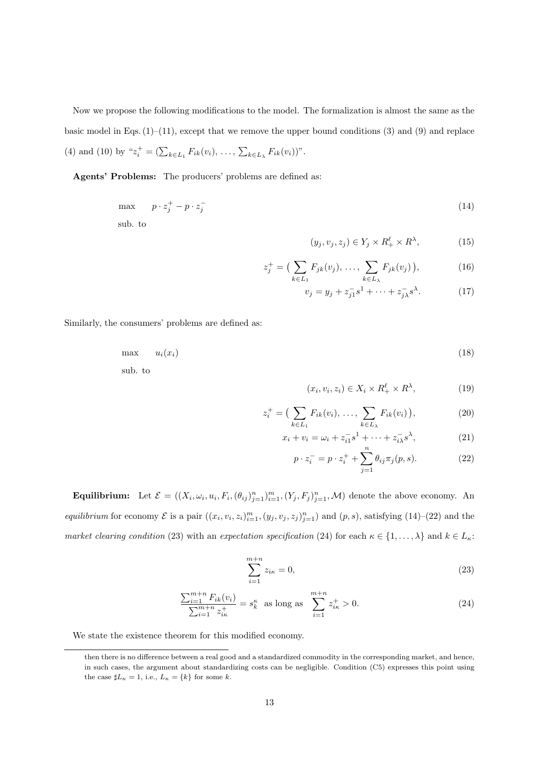Now we propose the following modifications to the model. The formalization is almost the same as the basic model in Eqs. (1)–(11), except that we remove the upper bound conditions (3) and (9) and replace (4) and (10) by "$z_i^+ = (\sum_{k \in L_1} F_{ik}(v_i), \ldots, \sum_{k \in L_\lambda} F_{ik}(v_i))$".

**Agents' Problems:** The producers' problems are defined as:

$$\max \quad p \cdot z_j^+ - p \cdot z_j^- \tag{14}$$

sub. to

$$(y_j, v_j, z_j) \in Y_j \times R_+^\ell \times R^\lambda, \tag{15}$$

$$z_j^+ = \big( \sum_{k \in L_1} F_{jk}(v_j), \ldots, \sum_{k \in L_\lambda} F_{jk}(v_j) \big), \tag{16}$$

$$v_j = y_j + z_{j1}^- s^1 + \cdots + z_{j\lambda}^- s^\lambda. \tag{17}$$

Similarly, the consumers' problems are defined as:

$$\max \quad u_i(x_i) \tag{18}$$

sub. to

$$(x_i, v_i, z_i) \in X_i \times R_+^\ell \times R^\lambda, \tag{19}$$

$$z_i^+ = \big( \sum_{k \in L_1} F_{ik}(v_i), \ldots, \sum_{k \in L_\lambda} F_{ik}(v_i) \big), \tag{20}$$

$$x_i + v_i = \omega_i + z_{i1}^- s^1 + \cdots + z_{i\lambda}^- s^\lambda, \tag{21}$$

$$p \cdot z_i^- = p \cdot z_i^+ + \sum_{j=1}^n \theta_{ij} \pi_j(p, s). \tag{22}$$

**Equilibrium:** Let $\mathcal{E} = ((X_i, \omega_i, u_i, F_i, (\theta_{ij})_{j=1}^n)_{i=1}^m, (Y_j, F_j)_{j=1}^n, \mathcal{M})$ denote the above economy. An *equilibrium* for economy $\mathcal{E}$ is a pair $((x_i, v_i, z_i)_{i=1}^m, (y_j, v_j, z_j)_{j=1}^n)$ and $(p, s)$, satisfying (14)–(22) and the *market clearing condition* (23) with an *expectation specification* (24) for each $\kappa \in \{1, \ldots, \lambda\}$ and $k \in L_\kappa$:

$$\sum_{i=1}^{m+n} z_{i\kappa} = 0, \tag{23}$$

$$\frac{\sum_{i=1}^{m+n} F_{ik}(v_i)}{\sum_{i=1}^{m+n} z_{i\kappa}^+} = s_k^\kappa \quad \text{as long as} \quad \sum_{i=1}^{m+n} z_{i\kappa}^+ > 0. \tag{24}$$

We state the existence theorem for this modified economy.

---

then there is no difference between a real good and a standardized commodity in the corresponding market, and hence, in such cases, the argument about standardizing costs can be negligible. Condition (C5) expresses this point using the case $\sharp L_\kappa = 1$, i.e., $L_\kappa = \{k\}$ for some $k$.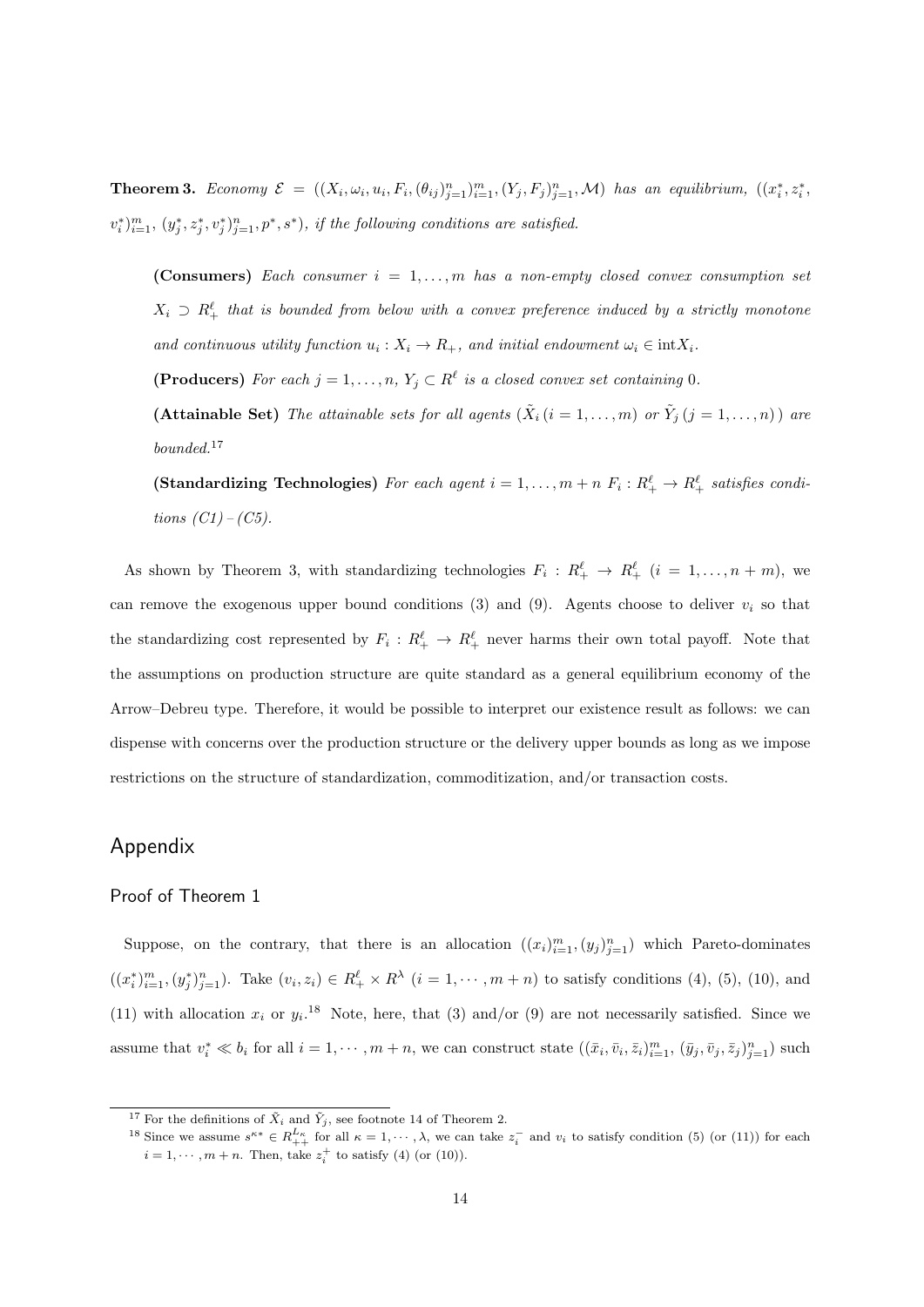**Theorem 3.** *Economy* $\mathcal{E} = ((X_i, \omega_i, u_i, F_i, (\theta_{ij})_{j=1}^n)_{i=1}^m, (Y_j, F_j)_{j=1}^n, \mathcal{M})$ *has an equilibrium,* $((x_i^*, z_i^*, v_i^*)_{i=1}^m, (y_j^*, z_j^*, v_j^*)_{j=1}^n, p^*, s^*)$*, if the following conditions are satisfied.*

> **(Consumers)** *Each consumer* $i = 1, \ldots, m$ *has a non-empty closed convex consumption set* $X_i \supset R_+^\ell$ *that is bounded from below with a convex preference induced by a strictly monotone and continuous utility function* $u_i : X_i \to R_+$*, and initial endowment* $\omega_i \in \mathrm{int} X_i$*.*
>
> **(Producers)** *For each* $j = 1, \ldots, n$*,* $Y_j \subset R^\ell$ *is a closed convex set containing* $0$*.*
>
> **(Attainable Set)** *The attainable sets for all agents* ($\tilde{X}_i$ $(i = 1, \ldots, m)$ *or* $\tilde{Y}_j$ $(j = 1, \ldots, n)$) *are bounded.*[17]
>
> **(Standardizing Technologies)** *For each agent* $i = 1, \ldots, m + n$ $F_i : R_+^\ell \to R_+^\ell$ *satisfies conditions (C1)–(C5).*

As shown by Theorem 3, with standardizing technologies $F_i : R_+^\ell \to R_+^\ell$ $(i = 1, \ldots, n + m)$, we can remove the exogenous upper bound conditions (3) and (9). Agents choose to deliver $v_i$ so that the standardizing cost represented by $F_i : R_+^\ell \to R_+^\ell$ never harms their own total payoff. Note that the assumptions on production structure are quite standard as a general equilibrium economy of the Arrow–Debreu type. Therefore, it would be possible to interpret our existence result as follows: we can dispense with concerns over the production structure or the delivery upper bounds as long as we impose restrictions on the structure of standardization, commoditization, and/or transaction costs.

## Appendix

### Proof of Theorem 1

Suppose, on the contrary, that there is an allocation $((x_i)_{i=1}^m, (y_j)_{j=1}^n)$ which Pareto-dominates $((x_i^*)_{i=1}^m, (y_j^*)_{j=1}^n)$. Take $(v_i, z_i) \in R_+^\ell \times R^\lambda$ $(i = 1, \cdots, m + n)$ to satisfy conditions (4), (5), (10), and (11) with allocation $x_i$ or $y_i$.[18] Note, here, that (3) and/or (9) are not necessarily satisfied. Since we assume that $v_i^* \ll b_i$ for all $i = 1, \cdots, m + n$, we can construct state $((\bar{x}_i, \bar{v}_i, \bar{z}_i)_{i=1}^m, (\bar{y}_j, \bar{v}_j, \bar{z}_j)_{j=1}^n)$ such

---

[17] For the definitions of $\tilde{X}_i$ and $\tilde{Y}_j$, see footnote 14 of Theorem 2.

[18] Since we assume $s^{\kappa *} \in R_{++}^{L_\kappa}$ for all $\kappa = 1, \cdots, \lambda$, we can take $z_i^-$ and $v_i$ to satisfy condition (5) (or (11)) for each $i = 1, \cdots, m + n$. Then, take $z_i^+$ to satisfy (4) (or (10)).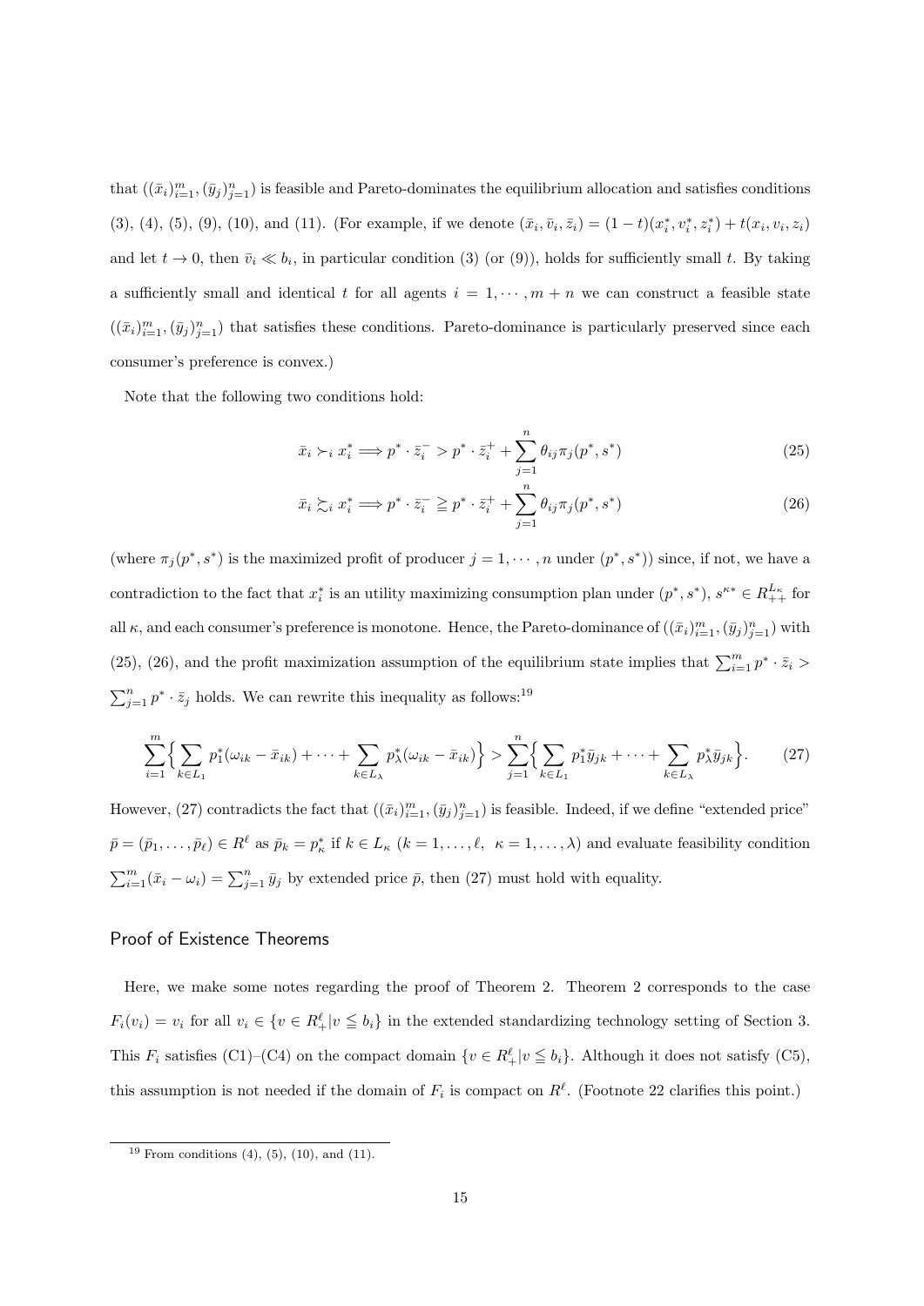that $((\bar{x}_i)_{i=1}^m, (\bar{y}_j)_{j=1}^n)$ is feasible and Pareto-dominates the equilibrium allocation and satisfies conditions (3), (4), (5), (9), (10), and (11). (For example, if we denote $(\bar{x}_i, \bar{v}_i, \bar{z}_i) = (1-t)(x_i^*, v_i^*, z_i^*) + t(x_i, v_i, z_i)$ and let $t \to 0$, then $\bar{v}_i \ll b_i$, in particular condition (3) (or (9)), holds for sufficiently small $t$. By taking a sufficiently small and identical $t$ for all agents $i = 1, \cdots, m+n$ we can construct a feasible state $((\bar{x}_i)_{i=1}^m, (\bar{y}_j)_{j=1}^n)$ that satisfies these conditions. Pareto-dominance is particularly preserved since each consumer's preference is convex.)

Note that the following two conditions hold:

$$\bar{x}_i \succ_i x_i^* \Longrightarrow p^* \cdot \bar{z}_i^- > p^* \cdot \bar{z}_i^+ + \sum_{j=1}^n \theta_{ij} \pi_j(p^*, s^*) \tag{25}$$

$$\bar{x}_i \succsim_i x_i^* \Longrightarrow p^* \cdot \bar{z}_i^- \geqq p^* \cdot \bar{z}_i^+ + \sum_{j=1}^n \theta_{ij} \pi_j(p^*, s^*) \tag{26}$$

(where $\pi_j(p^*, s^*)$ is the maximized profit of producer $j = 1, \cdots, n$ under $(p^*, s^*)$) since, if not, we have a contradiction to the fact that $x_i^*$ is an utility maximizing consumption plan under $(p^*, s^*)$, $s^{\kappa *} \in R_{++}^{L_\kappa}$ for all $\kappa$, and each consumer's preference is monotone. Hence, the Pareto-dominance of $((\bar{x}_i)_{i=1}^m, (\bar{y}_j)_{j=1}^n)$ with (25), (26), and the profit maximization assumption of the equilibrium state implies that $\sum_{i=1}^m p^* \cdot \bar{z}_i > \sum_{j=1}^n p^* \cdot \bar{z}_j$ holds. We can rewrite this inequality as follows:[19]

$$\sum_{i=1}^m \Big\{ \sum_{k \in L_1} p_1^*(\omega_{ik} - \bar{x}_{ik}) + \cdots + \sum_{k \in L_\lambda} p_\lambda^*(\omega_{ik} - \bar{x}_{ik}) \Big\} > \sum_{j=1}^n \Big\{ \sum_{k \in L_1} p_1^* \bar{y}_{jk} + \cdots + \sum_{k \in L_\lambda} p_\lambda^* \bar{y}_{jk} \Big\}. \tag{27}$$

However, (27) contradicts the fact that $((\bar{x}_i)_{i=1}^m, (\bar{y}_j)_{j=1}^n)$ is feasible. Indeed, if we define "extended price" $\bar{p} = (\bar{p}_1, \ldots, \bar{p}_\ell) \in R^\ell$ as $\bar{p}_k = p_\kappa^*$ if $k \in L_\kappa$ $(k = 1, \ldots, \ell,\ \ \kappa = 1, \ldots, \lambda)$ and evaluate feasibility condition $\sum_{i=1}^m (\bar{x}_i - \omega_i) = \sum_{j=1}^n \bar{y}_j$ by extended price $\bar{p}$, then (27) must hold with equality.

## Proof of Existence Theorems

Here, we make some notes regarding the proof of Theorem 2. Theorem 2 corresponds to the case $F_i(v_i) = v_i$ for all $v_i \in \{v \in R_+^\ell | v \leqq b_i\}$ in the extended standardizing technology setting of Section 3. This $F_i$ satisfies (C1)–(C4) on the compact domain $\{v \in R_+^\ell | v \leqq b_i\}$. Although it does not satisfy (C5), this assumption is not needed if the domain of $F_i$ is compact on $R^\ell$. (Footnote 22 clarifies this point.)

[19] From conditions (4), (5), (10), and (11).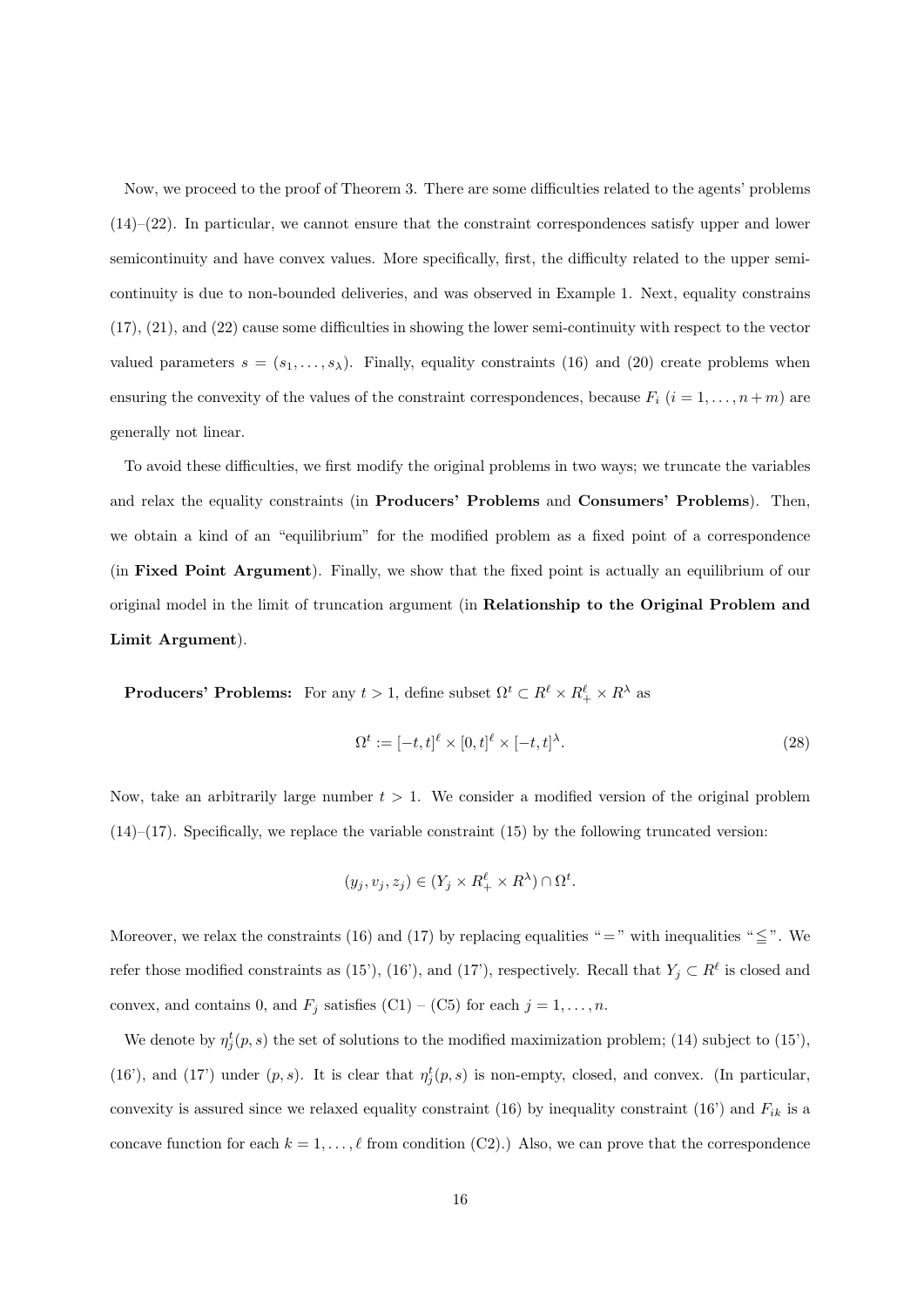Now, we proceed to the proof of Theorem 3. There are some difficulties related to the agents' problems (14)–(22). In particular, we cannot ensure that the constraint correspondences satisfy upper and lower semicontinuity and have convex values. More specifically, first, the difficulty related to the upper semi-continuity is due to non-bounded deliveries, and was observed in Example 1. Next, equality constrains (17), (21), and (22) cause some difficulties in showing the lower semi-continuity with respect to the vector valued parameters $s = (s_1, \ldots, s_\lambda)$. Finally, equality constraints (16) and (20) create problems when ensuring the convexity of the values of the constraint correspondences, because $F_i$ $(i = 1, \ldots, n+m)$ are generally not linear.

To avoid these difficulties, we first modify the original problems in two ways; we truncate the variables and relax the equality constraints (in **Producers' Problems** and **Consumers' Problems**). Then, we obtain a kind of an "equilibrium" for the modified problem as a fixed point of a correspondence (in **Fixed Point Argument**). Finally, we show that the fixed point is actually an equilibrium of our original model in the limit of truncation argument (in **Relationship to the Original Problem and Limit Argument**).

**Producers' Problems:** For any $t > 1$, define subset $\Omega^t \subset R^\ell \times R^\ell_+ \times R^\lambda$ as

$$\Omega^t := [-t, t]^\ell \times [0, t]^\ell \times [-t, t]^\lambda. \tag{28}$$

Now, take an arbitrarily large number $t > 1$. We consider a modified version of the original problem (14)–(17). Specifically, we replace the variable constraint (15) by the following truncated version:

$$(y_j, v_j, z_j) \in (Y_j \times R^\ell_+ \times R^\lambda) \cap \Omega^t.$$

Moreover, we relax the constraints (16) and (17) by replacing equalities "$=$" with inequalities "$\leqq$". We refer those modified constraints as (15'), (16'), and (17'), respectively. Recall that $Y_j \subset R^\ell$ is closed and convex, and contains 0, and $F_j$ satisfies (C1) – (C5) for each $j = 1, \ldots, n$.

We denote by $\eta^t_j(p, s)$ the set of solutions to the modified maximization problem; (14) subject to (15'), (16'), and (17') under $(p, s)$. It is clear that $\eta^t_j(p, s)$ is non-empty, closed, and convex. (In particular, convexity is assured since we relaxed equality constraint (16) by inequality constraint (16') and $F_{ik}$ is a concave function for each $k = 1, \ldots, \ell$ from condition (C2).) Also, we can prove that the correspondence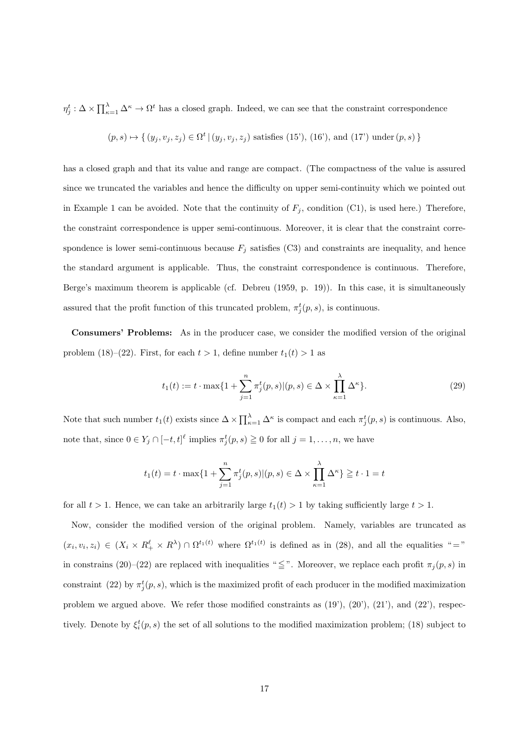$\eta_j^t : \Delta \times \prod_{\kappa=1}^{\lambda} \Delta^\kappa \to \Omega^t$ has a closed graph. Indeed, we can see that the constraint correspondence

$$(p, s) \mapsto \{ (y_j, v_j, z_j) \in \Omega^t \,|\, (y_j, v_j, z_j) \text{ satisfies (15'), (16'), and (17') under } (p, s) \}$$

has a closed graph and that its value and range are compact. (The compactness of the value is assured since we truncated the variables and hence the difficulty on upper semi-continuity which we pointed out in Example 1 can be avoided. Note that the continuity of $F_j$, condition (C1), is used here.) Therefore, the constraint correspondence is upper semi-continuous. Moreover, it is clear that the constraint correspondence is lower semi-continuous because $F_j$ satisfies (C3) and constraints are inequality, and hence the standard argument is applicable. Thus, the constraint correspondence is continuous. Therefore, Berge's maximum theorem is applicable (cf. Debreu (1959, p. 19)). In this case, it is simultaneously assured that the profit function of this truncated problem, $\pi_j^t(p, s)$, is continuous.

**Consumers' Problems:** As in the producer case, we consider the modified version of the original problem (18)–(22). First, for each $t > 1$, define number $t_1(t) > 1$ as

$$t_1(t) := t \cdot \max\{1 + \sum_{j=1}^{n} \pi_j^t(p, s) | (p, s) \in \Delta \times \prod_{\kappa=1}^{\lambda} \Delta^\kappa\}. \tag{29}$$

Note that such number $t_1(t)$ exists since $\Delta \times \prod_{\kappa=1}^{\lambda} \Delta^\kappa$ is compact and each $\pi_j^t(p, s)$ is continuous. Also, note that, since $0 \in Y_j \cap [-t, t]^\ell$ implies $\pi_j^t(p, s) \geqq 0$ for all $j = 1, \ldots, n$, we have

$$t_1(t) = t \cdot \max\{1 + \sum_{j=1}^{n} \pi_j^t(p, s) | (p, s) \in \Delta \times \prod_{\kappa=1}^{\lambda} \Delta^\kappa\} \geqq t \cdot 1 = t$$

for all $t > 1$. Hence, we can take an arbitrarily large $t_1(t) > 1$ by taking sufficiently large $t > 1$.

Now, consider the modified version of the original problem. Namely, variables are truncated as $(x_i, v_i, z_i) \in (X_i \times R_+^\ell \times R^\lambda) \cap \Omega^{t_1(t)}$ where $\Omega^{t_1(t)}$ is defined as in (28), and all the equalities "$=$" in constrains (20)–(22) are replaced with inequalities "$\leqq$". Moreover, we replace each profit $\pi_j(p, s)$ in constraint (22) by $\pi_j^t(p, s)$, which is the maximized profit of each producer in the modified maximization problem we argued above. We refer those modified constraints as (19'), (20'), (21'), and (22'), respectively. Denote by $\xi_i^t(p, s)$ the set of all solutions to the modified maximization problem; (18) subject to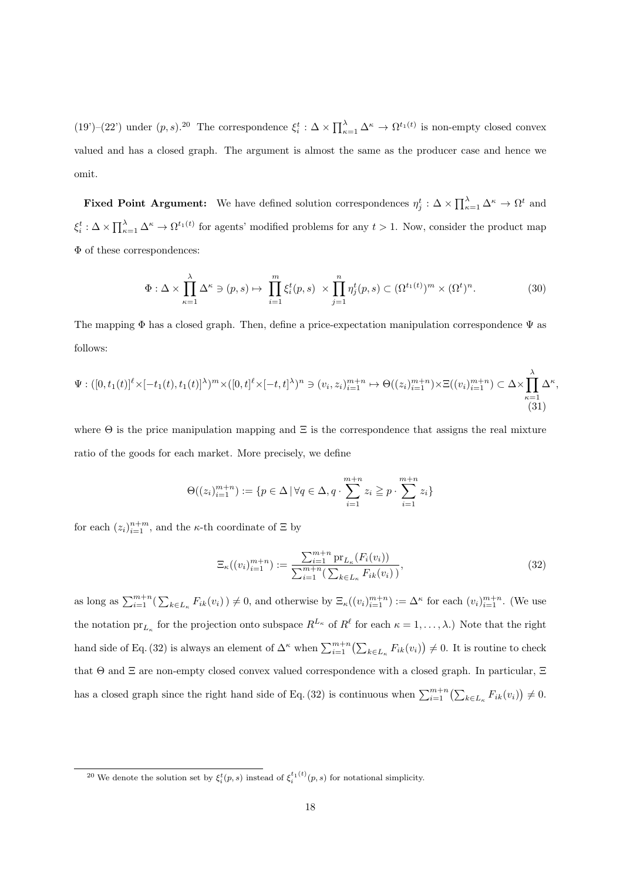(19')–(22') under $(p, s)$.[20] The correspondence $\xi_i^t : \Delta \times \prod_{\kappa=1}^{\lambda} \Delta^\kappa \to \Omega^{t_1(t)}$ is non-empty closed convex valued and has a closed graph. The argument is almost the same as the producer case and hence we omit.

**Fixed Point Argument:** We have defined solution correspondences $\eta_j^t : \Delta \times \prod_{\kappa=1}^{\lambda} \Delta^\kappa \to \Omega^t$ and $\xi_i^t : \Delta \times \prod_{\kappa=1}^{\lambda} \Delta^\kappa \to \Omega^{t_1(t)}$ for agents' modified problems for any $t > 1$. Now, consider the product map $\Phi$ of these correspondences:

$$\Phi : \Delta \times \prod_{\kappa=1}^{\lambda} \Delta^\kappa \ni (p, s) \mapsto \prod_{i=1}^{m} \xi_i^t(p, s) \times \prod_{j=1}^{n} \eta_j^t(p, s) \subset (\Omega^{t_1(t)})^m \times (\Omega^t)^n. \tag{30}$$

The mapping $\Phi$ has a closed graph. Then, define a price-expectation manipulation correspondence $\Psi$ as follows:

$$\Psi : ([0, t_1(t)]^\ell \times [-t_1(t), t_1(t)]^\lambda)^m \times ([0, t]^\ell \times [-t, t]^\lambda)^n \ni (v_i, z_i)_{i=1}^{m+n} \mapsto \Theta((z_i)_{i=1}^{m+n}) \times \Xi((v_i)_{i=1}^{m+n}) \subset \Delta \times \prod_{\kappa=1}^{\lambda} \Delta^\kappa, \tag{31}$$

where $\Theta$ is the price manipulation mapping and $\Xi$ is the correspondence that assigns the real mixture ratio of the goods for each market. More precisely, we define

$$\Theta((z_i)_{i=1}^{m+n}) := \{p \in \Delta \,|\, \forall q \in \Delta, q \cdot \sum_{i=1}^{m+n} z_i \geqq p \cdot \sum_{i=1}^{m+n} z_i\}$$

for each $(z_i)_{i=1}^{n+m}$, and the $\kappa$-th coordinate of $\Xi$ by

$$\Xi_\kappa((v_i)_{i=1}^{m+n}) := \frac{\sum_{i=1}^{m+n} \mathrm{pr}_{L_\kappa}(F_i(v_i))}{\sum_{i=1}^{m+n} \big( \sum_{k \in L_\kappa} F_{ik}(v_i) \big)}, \tag{32}$$

as long as $\sum_{i=1}^{m+n} \big( \sum_{k \in L_\kappa} F_{ik}(v_i) \big) \neq 0$, and otherwise by $\Xi_\kappa((v_i)_{i=1}^{m+n}) := \Delta^\kappa$ for each $(v_i)_{i=1}^{m+n}$. (We use the notation $\mathrm{pr}_{L_\kappa}$ for the projection onto subspace $R^{L_\kappa}$ of $R^\ell$ for each $\kappa = 1, \ldots, \lambda$.) Note that the right hand side of Eq. (32) is always an element of $\Delta^\kappa$ when $\sum_{i=1}^{m+n} \big( \sum_{k \in L_\kappa} F_{ik}(v_i) \big) \neq 0$. It is routine to check that $\Theta$ and $\Xi$ are non-empty closed convex valued correspondence with a closed graph. In particular, $\Xi$ has a closed graph since the right hand side of Eq. (32) is continuous when $\sum_{i=1}^{m+n} \big( \sum_{k \in L_\kappa} F_{ik}(v_i) \big) \neq 0$.

[20] We denote the solution set by $\xi_i^t(p, s)$ instead of $\xi_i^{t_1(t)}(p, s)$ for notational simplicity.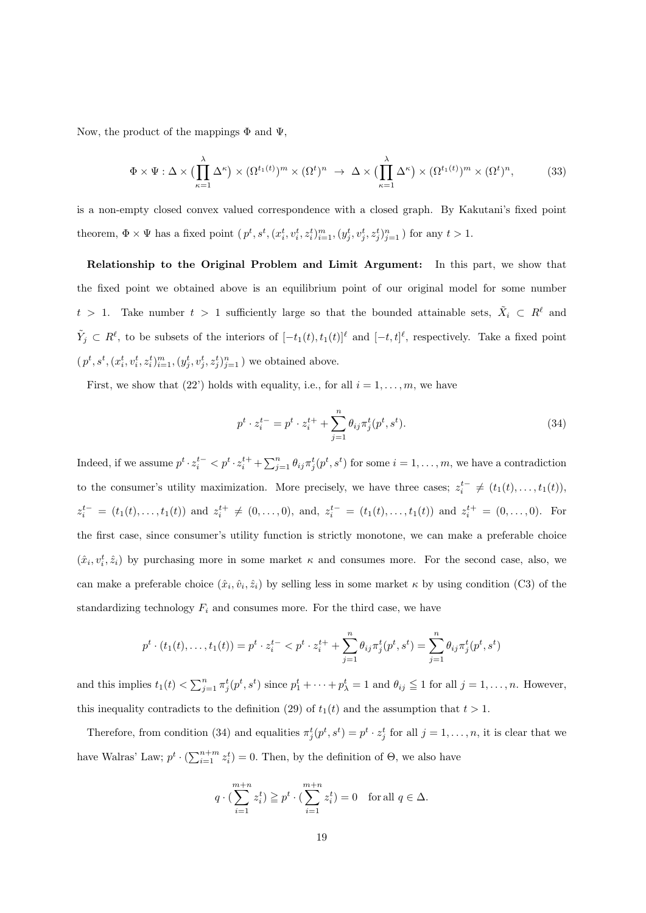Now, the product of the mappings $\Phi$ and $\Psi$,

$$\Phi \times \Psi : \Delta \times \big(\prod_{\kappa=1}^{\lambda} \Delta^{\kappa}\big) \times (\Omega^{t_1(t)})^m \times (\Omega^t)^n \;\to\; \Delta \times \big(\prod_{\kappa=1}^{\lambda} \Delta^{\kappa}\big) \times (\Omega^{t_1(t)})^m \times (\Omega^t)^n, \tag{33}$$

is a non-empty closed convex valued correspondence with a closed graph. By Kakutani's fixed point theorem, $\Phi \times \Psi$ has a fixed point $(\,p^t, s^t, (x_i^t, v_i^t, z_i^t)_{i=1}^m, (y_j^t, v_j^t, z_j^t)_{j=1}^n\,)$ for any $t > 1$.

**Relationship to the Original Problem and Limit Argument:** In this part, we show that the fixed point we obtained above is an equilibrium point of our original model for some number $t > 1$. Take number $t > 1$ sufficiently large so that the bounded attainable sets, $\tilde{X}_i \subset R^\ell$ and $\tilde{Y}_j \subset R^\ell$, to be subsets of the interiors of $[-t_1(t), t_1(t)]^\ell$ and $[-t, t]^\ell$, respectively. Take a fixed point $(\,p^t, s^t, (x_i^t, v_i^t, z_i^t)_{i=1}^m, (y_j^t, v_j^t, z_j^t)_{j=1}^n\,)$ we obtained above.

First, we show that (22') holds with equality, i.e., for all $i = 1, \ldots, m$, we have

$$p^t \cdot z_i^{t-} = p^t \cdot z_i^{t+} + \sum_{j=1}^{n} \theta_{ij} \pi_j^t(p^t, s^t). \tag{34}$$

Indeed, if we assume $p^t \cdot z_i^{t-} < p^t \cdot z_i^{t+} + \sum_{j=1}^{n} \theta_{ij} \pi_j^t(p^t, s^t)$ for some $i = 1, \ldots, m$, we have a contradiction to the consumer's utility maximization. More precisely, we have three cases; $z_i^{t-} \neq (t_1(t), \ldots, t_1(t))$, $z_i^{t-} = (t_1(t), \ldots, t_1(t))$ and $z_i^{t+} \neq (0, \ldots, 0)$, and, $z_i^{t-} = (t_1(t), \ldots, t_1(t))$ and $z_i^{t+} = (0, \ldots, 0)$. For the first case, since consumer's utility function is strictly monotone, we can make a preferable choice $(\hat{x}_i, v_i^t, \hat{z}_i)$ by purchasing more in some market $\kappa$ and consumes more. For the second case, also, we can make a preferable choice $(\hat{x}_i, \hat{v}_i, \hat{z}_i)$ by selling less in some market $\kappa$ by using condition (C3) of the standardizing technology $F_i$ and consumes more. For the third case, we have

$$p^t \cdot (t_1(t), \ldots, t_1(t)) = p^t \cdot z_i^{t-} < p^t \cdot z_i^{t+} + \sum_{j=1}^{n} \theta_{ij} \pi_j^t(p^t, s^t) = \sum_{j=1}^{n} \theta_{ij} \pi_j^t(p^t, s^t)$$

and this implies $t_1(t) < \sum_{j=1}^{n} \pi_j^t(p^t, s^t)$ since $p_1^t + \cdots + p_\lambda^t = 1$ and $\theta_{ij} \leqq 1$ for all $j = 1, \ldots, n$. However, this inequality contradicts to the definition (29) of $t_1(t)$ and the assumption that $t > 1$.

Therefore, from condition (34) and equalities $\pi_j^t(p^t, s^t) = p^t \cdot z_j^t$ for all $j = 1, \ldots, n$, it is clear that we have Walras' Law; $p^t \cdot (\sum_{i=1}^{n+m} z_i^t) = 0$. Then, by the definition of $\Theta$, we also have

$$q \cdot (\sum_{i=1}^{m+n} z_i^t) \geqq p^t \cdot (\sum_{i=1}^{m+n} z_i^t) = 0 \quad \text{for all } q \in \Delta.$$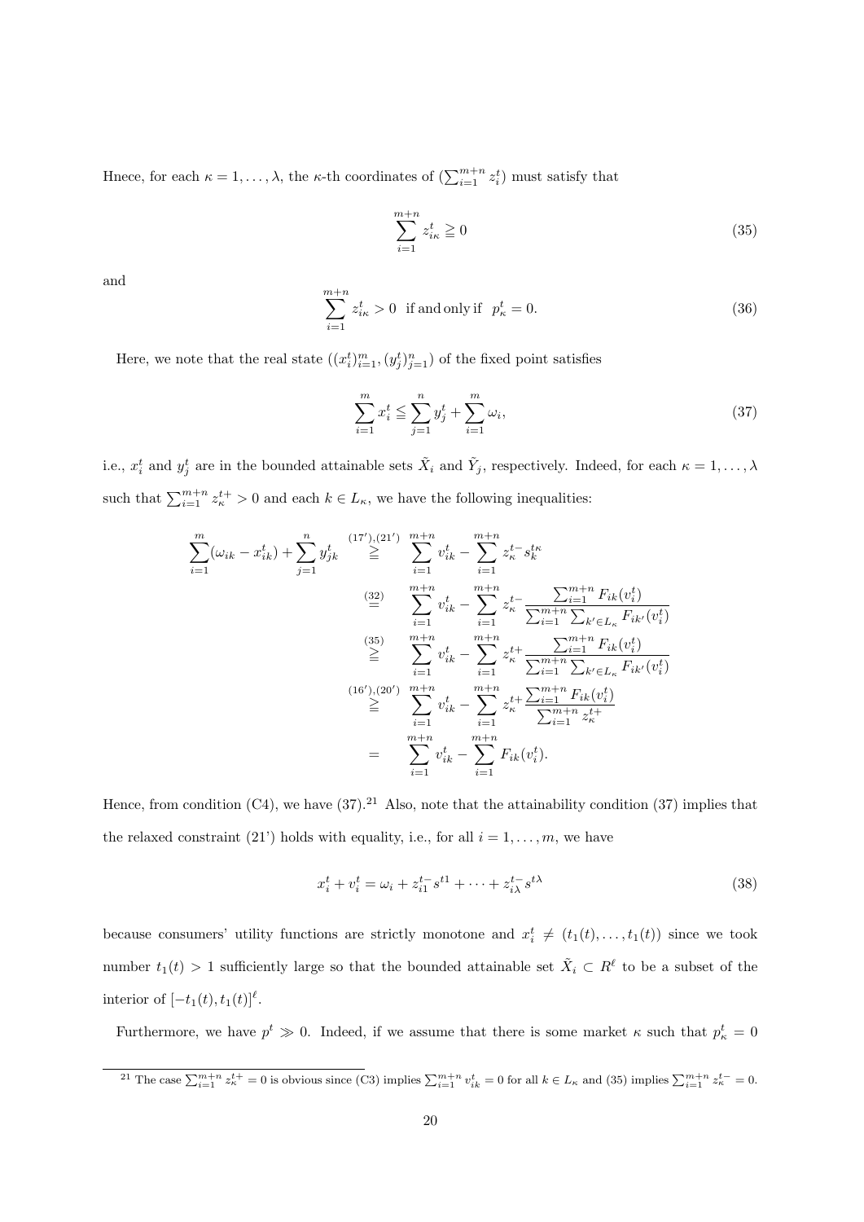Hnece, for each $\kappa = 1, \dots, \lambda$, the $\kappa$-th coordinates of $(\sum_{i=1}^{m+n} z_i^t)$ must satisfy that

$$\sum_{i=1}^{m+n} z_{i\kappa}^t \geqq 0 \tag{35}$$

and

$$\sum_{i=1}^{m+n} z_{i\kappa}^t > 0 \ \text{ if and only if } \ p_\kappa^t = 0. \tag{36}$$

Here, we note that the real state $((x_i^t)_{i=1}^m, (y_j^t)_{j=1}^n)$ of the fixed point satisfies

$$\sum_{i=1}^m x_i^t \leqq \sum_{j=1}^n y_j^t + \sum_{i=1}^m \omega_i, \tag{37}$$

i.e., $x_i^t$ and $y_j^t$ are in the bounded attainable sets $\tilde{X}_i$ and $\tilde{Y}_j$, respectively. Indeed, for each $\kappa = 1, \dots, \lambda$ such that $\sum_{i=1}^{m+n} z_\kappa^{t+} > 0$ and each $k \in L_\kappa$, we have the following inequalities:

$$\begin{aligned}
\sum_{i=1}^m (\omega_{ik} - x_{ik}^t) + \sum_{j=1}^n y_{jk}^t &\overset{(17'),(21')}{\geqq} \sum_{i=1}^{m+n} v_{ik}^t - \sum_{i=1}^{m+n} z_\kappa^{t-} s_k^{t\kappa} \\
&\overset{(32)}{=} \sum_{i=1}^{m+n} v_{ik}^t - \sum_{i=1}^{m+n} z_\kappa^{t-} \frac{\sum_{i=1}^{m+n} F_{ik}(v_i^t)}{\sum_{i=1}^{m+n} \sum_{k' \in L_\kappa} F_{ik'}(v_i^t)} \\
&\overset{(35)}{\geqq} \sum_{i=1}^{m+n} v_{ik}^t - \sum_{i=1}^{m+n} z_\kappa^{t+} \frac{\sum_{i=1}^{m+n} F_{ik}(v_i^t)}{\sum_{i=1}^{m+n} \sum_{k' \in L_\kappa} F_{ik'}(v_i^t)} \\
&\overset{(16'),(20')}{\geqq} \sum_{i=1}^{m+n} v_{ik}^t - \sum_{i=1}^{m+n} z_\kappa^{t+} \frac{\sum_{i=1}^{m+n} F_{ik}(v_i^t)}{\sum_{i=1}^{m+n} z_\kappa^{t+}} \\
&= \sum_{i=1}^{m+n} v_{ik}^t - \sum_{i=1}^{m+n} F_{ik}(v_i^t).
\end{aligned}$$

Hence, from condition (C4), we have (37).[21] Also, note that the attainability condition (37) implies that the relaxed constraint (21') holds with equality, i.e., for all $i = 1, \dots, m$, we have

$$x_i^t + v_i^t = \omega_i + z_{i1}^{t-} s^{t1} + \cdots + z_{i\lambda}^{t-} s^{t\lambda} \tag{38}$$

because consumers' utility functions are strictly monotone and $x_i^t \neq (t_1(t), \dots, t_1(t))$ since we took number $t_1(t) > 1$ sufficiently large so that the bounded attainable set $\tilde{X}_i \subset R^\ell$ to be a subset of the interior of $[-t_1(t), t_1(t)]^\ell$.

Furthermore, we have $p^t \gg 0$. Indeed, if we assume that there is some market $\kappa$ such that $p_\kappa^t = 0$

[21] The case $\sum_{i=1}^{m+n} z_\kappa^{t+} = 0$ is obvious since (C3) implies $\sum_{i=1}^{m+n} v_{ik}^t = 0$ for all $k \in L_\kappa$ and (35) implies $\sum_{i=1}^{m+n} z_\kappa^{t-} = 0$.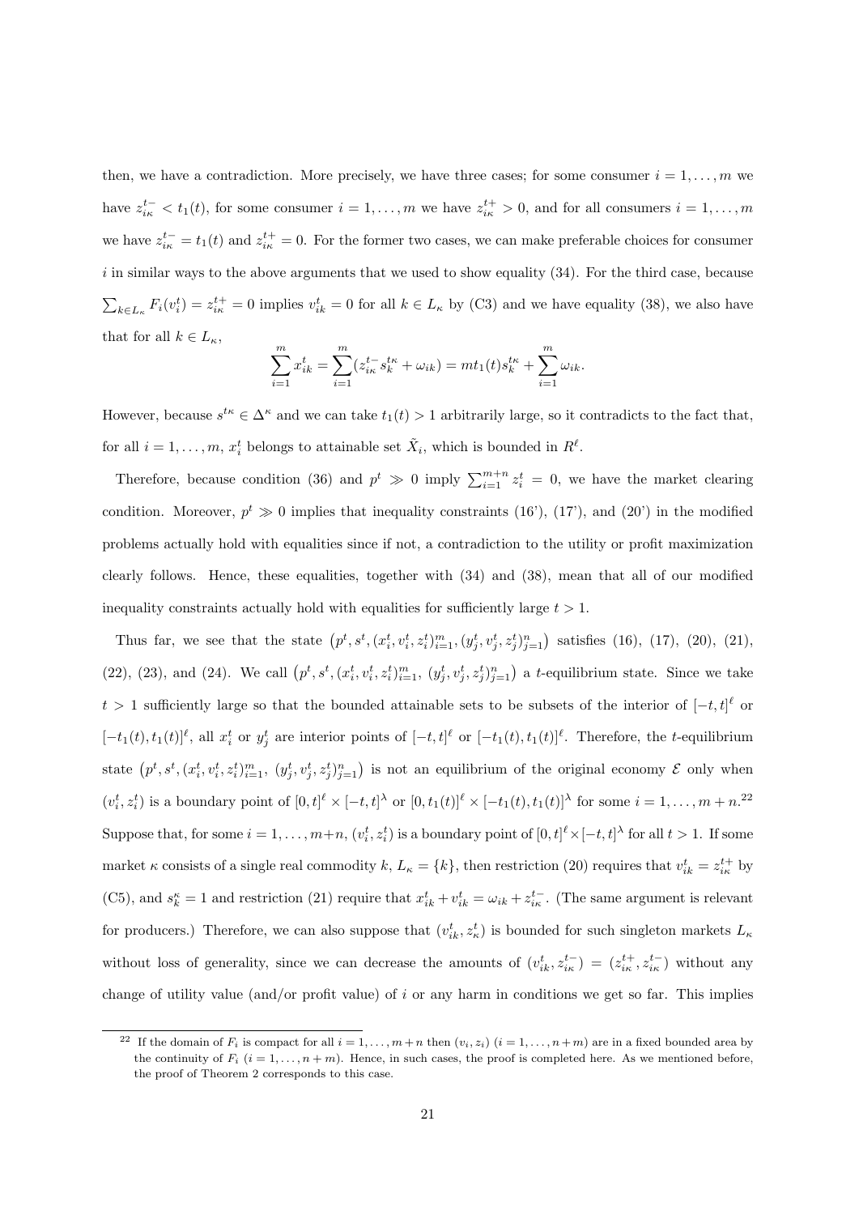then, we have a contradiction. More precisely, we have three cases; for some consumer $i = 1, \ldots, m$ we have $z_{i\kappa}^{t-} < t_1(t)$, for some consumer $i = 1, \ldots, m$ we have $z_{i\kappa}^{t+} > 0$, and for all consumers $i = 1, \ldots, m$ we have $z_{i\kappa}^{t-} = t_1(t)$ and $z_{i\kappa}^{t+} = 0$. For the former two cases, we can make preferable choices for consumer $i$ in similar ways to the above arguments that we used to show equality (34). For the third case, because $\sum_{k \in L_\kappa} F_i(v_i^t) = z_{i\kappa}^{t+} = 0$ implies $v_{ik}^t = 0$ for all $k \in L_\kappa$ by (C3) and we have equality (38), we also have that for all $k \in L_\kappa$,

$$\sum_{i=1}^m x_{ik}^t = \sum_{i=1}^m (z_{i\kappa}^{t-} s_k^{t\kappa} + \omega_{ik}) = m t_1(t) s_k^{t\kappa} + \sum_{i=1}^m \omega_{ik}.$$

However, because $s^{t\kappa} \in \Delta^\kappa$ and we can take $t_1(t) > 1$ arbitrarily large, so it contradicts to the fact that, for all $i = 1, \ldots, m$, $x_i^t$ belongs to attainable set $\tilde{X}_i$, which is bounded in $R^\ell$.

Therefore, because condition (36) and $p^t \gg 0$ imply $\sum_{i=1}^{m+n} z_i^t = 0$, we have the market clearing condition. Moreover, $p^t \gg 0$ implies that inequality constraints (16'), (17'), and (20') in the modified problems actually hold with equalities since if not, a contradiction to the utility or profit maximization clearly follows. Hence, these equalities, together with (34) and (38), mean that all of our modified inequality constraints actually hold with equalities for sufficiently large $t > 1$.

Thus far, we see that the state $\left(p^t, s^t, (x_i^t, v_i^t, z_i^t)_{i=1}^m, (y_j^t, v_j^t, z_j^t)_{j=1}^n\right)$ satisfies (16), (17), (20), (21), (22), (23), and (24). We call $\left(p^t, s^t, (x_i^t, v_i^t, z_i^t)_{i=1}^m,\ (y_j^t, v_j^t, z_j^t)_{j=1}^n\right)$ a $t$-equilibrium state. Since we take $t > 1$ sufficiently large so that the bounded attainable sets to be subsets of the interior of $[-t, t]^\ell$ or $[-t_1(t), t_1(t)]^\ell$, all $x_i^t$ or $y_j^t$ are interior points of $[-t, t]^\ell$ or $[-t_1(t), t_1(t)]^\ell$. Therefore, the $t$-equilibrium state $\left(p^t, s^t, (x_i^t, v_i^t, z_i^t)_{i=1}^m,\ (y_j^t, v_j^t, z_j^t)_{j=1}^n\right)$ is not an equilibrium of the original economy $\mathcal{E}$ only when $(v_i^t, z_i^t)$ is a boundary point of $[0, t]^\ell \times [-t, t]^\lambda$ or $[0, t_1(t)]^\ell \times [-t_1(t), t_1(t)]^\lambda$ for some $i = 1, \ldots, m+n$.[22] Suppose that, for some $i = 1, \ldots, m+n$, $(v_i^t, z_i^t)$ is a boundary point of $[0, t]^\ell \times [-t, t]^\lambda$ for all $t > 1$. If some market $\kappa$ consists of a single real commodity $k$, $L_\kappa = \{k\}$, then restriction (20) requires that $v_{ik}^t = z_{i\kappa}^{t+}$ by (C5), and $s_k^\kappa = 1$ and restriction (21) require that $x_{ik}^t + v_{ik}^t = \omega_{ik} + z_{i\kappa}^{t-}$. (The same argument is relevant for producers.) Therefore, we can also suppose that $(v_{ik}^t, z_\kappa^t)$ is bounded for such singleton markets $L_\kappa$ without loss of generality, since we can decrease the amounts of $(v_{ik}^t, z_{i\kappa}^{t-}) = (z_{i\kappa}^{t+}, z_{i\kappa}^{t-})$ without any change of utility value (and/or profit value) of $i$ or any harm in conditions we get so far. This implies

[22] If the domain of $F_i$ is compact for all $i = 1, \ldots, m+n$ then $(v_i, z_i)$ $(i = 1, \ldots, n+m)$ are in a fixed bounded area by the continuity of $F_i$ $(i = 1, \ldots, n+m)$. Hence, in such cases, the proof is completed here. As we mentioned before, the proof of Theorem 2 corresponds to this case.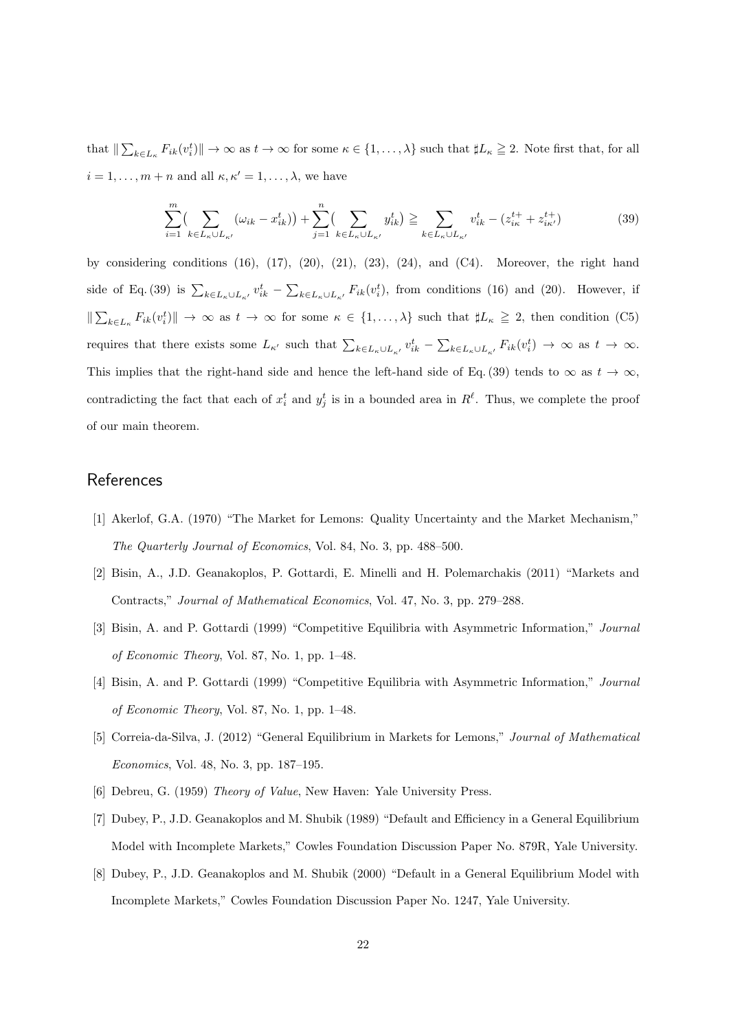that $\| \sum_{k \in L_\kappa} F_{ik}(v_i^t) \| \to \infty$ as $t \to \infty$ for some $\kappa \in \{1, \ldots, \lambda\}$ such that $\sharp L_\kappa \geqq 2$. Note first that, for all $i = 1, \ldots, m+n$ and all $\kappa, \kappa' = 1, \ldots, \lambda$, we have

$$\sum_{i=1}^{m} \Big( \sum_{k \in L_\kappa \cup L_{\kappa'}} (\omega_{ik} - x_{ik}^t) \Big) + \sum_{j=1}^{n} \Big( \sum_{k \in L_\kappa \cup L_{\kappa'}} y_{ik}^t \Big) \geqq \sum_{k \in L_\kappa \cup L_{\kappa'}} v_{ik}^t - (z_{i\kappa}^{t+} + z_{i\kappa'}^{t+}) \tag{39}$$

by considering conditions (16), (17), (20), (21), (23), (24), and (C4). Moreover, the right hand side of Eq. (39) is $\sum_{k \in L_\kappa \cup L_{\kappa'}} v_{ik}^t - \sum_{k \in L_\kappa \cup L_{\kappa'}} F_{ik}(v_i^t)$, from conditions (16) and (20). However, if $\| \sum_{k \in L_\kappa} F_{ik}(v_i^t) \| \to \infty$ as $t \to \infty$ for some $\kappa \in \{1, \ldots, \lambda\}$ such that $\sharp L_\kappa \geqq 2$, then condition (C5) requires that there exists some $L_{\kappa'}$ such that $\sum_{k \in L_\kappa \cup L_{\kappa'}} v_{ik}^t - \sum_{k \in L_\kappa \cup L_{\kappa'}} F_{ik}(v_i^t) \to \infty$ as $t \to \infty$. This implies that the right-hand side and hence the left-hand side of Eq. (39) tends to $\infty$ as $t \to \infty$, contradicting the fact that each of $x_i^t$ and $y_j^t$ is in a bounded area in $R^\ell$. Thus, we complete the proof of our main theorem.

## References

[1] Akerlof, G.A. (1970) "The Market for Lemons: Quality Uncertainty and the Market Mechanism," *The Quarterly Journal of Economics*, Vol. 84, No. 3, pp. 488–500.

[2] Bisin, A., J.D. Geanakoplos, P. Gottardi, E. Minelli and H. Polemarchakis (2011) "Markets and Contracts," *Journal of Mathematical Economics*, Vol. 47, No. 3, pp. 279–288.

[3] Bisin, A. and P. Gottardi (1999) "Competitive Equilibria with Asymmetric Information," *Journal of Economic Theory*, Vol. 87, No. 1, pp. 1–48.

[4] Bisin, A. and P. Gottardi (1999) "Competitive Equilibria with Asymmetric Information," *Journal of Economic Theory*, Vol. 87, No. 1, pp. 1–48.

[5] Correia-da-Silva, J. (2012) "General Equilibrium in Markets for Lemons," *Journal of Mathematical Economics*, Vol. 48, No. 3, pp. 187–195.

[6] Debreu, G. (1959) *Theory of Value*, New Haven: Yale University Press.

[7] Dubey, P., J.D. Geanakoplos and M. Shubik (1989) "Default and Efficiency in a General Equilibrium Model with Incomplete Markets," Cowles Foundation Discussion Paper No. 879R, Yale University.

[8] Dubey, P., J.D. Geanakoplos and M. Shubik (2000) "Default in a General Equilibrium Model with Incomplete Markets," Cowles Foundation Discussion Paper No. 1247, Yale University.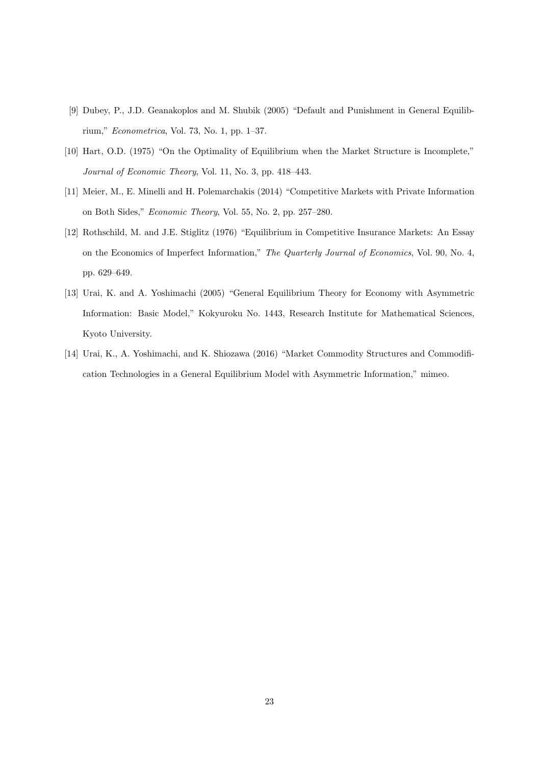[9] Dubey, P., J.D. Geanakoplos and M. Shubik (2005) "Default and Punishment in General Equilibrium," *Econometrica*, Vol. 73, No. 1, pp. 1–37.

[10] Hart, O.D. (1975) "On the Optimality of Equilibrium when the Market Structure is Incomplete," *Journal of Economic Theory*, Vol. 11, No. 3, pp. 418–443.

[11] Meier, M., E. Minelli and H. Polemarchakis (2014) "Competitive Markets with Private Information on Both Sides," *Economic Theory*, Vol. 55, No. 2, pp. 257–280.

[12] Rothschild, M. and J.E. Stiglitz (1976) "Equilibrium in Competitive Insurance Markets: An Essay on the Economics of Imperfect Information," *The Quarterly Journal of Economics*, Vol. 90, No. 4, pp. 629–649.

[13] Urai, K. and A. Yoshimachi (2005) "General Equilibrium Theory for Economy with Asymmetric Information: Basic Model," Kokyuroku No. 1443, Research Institute for Mathematical Sciences, Kyoto University.

[14] Urai, K., A. Yoshimachi, and K. Shiozawa (2016) "Market Commodity Structures and Commodification Technologies in a General Equilibrium Model with Asymmetric Information," mimeo.